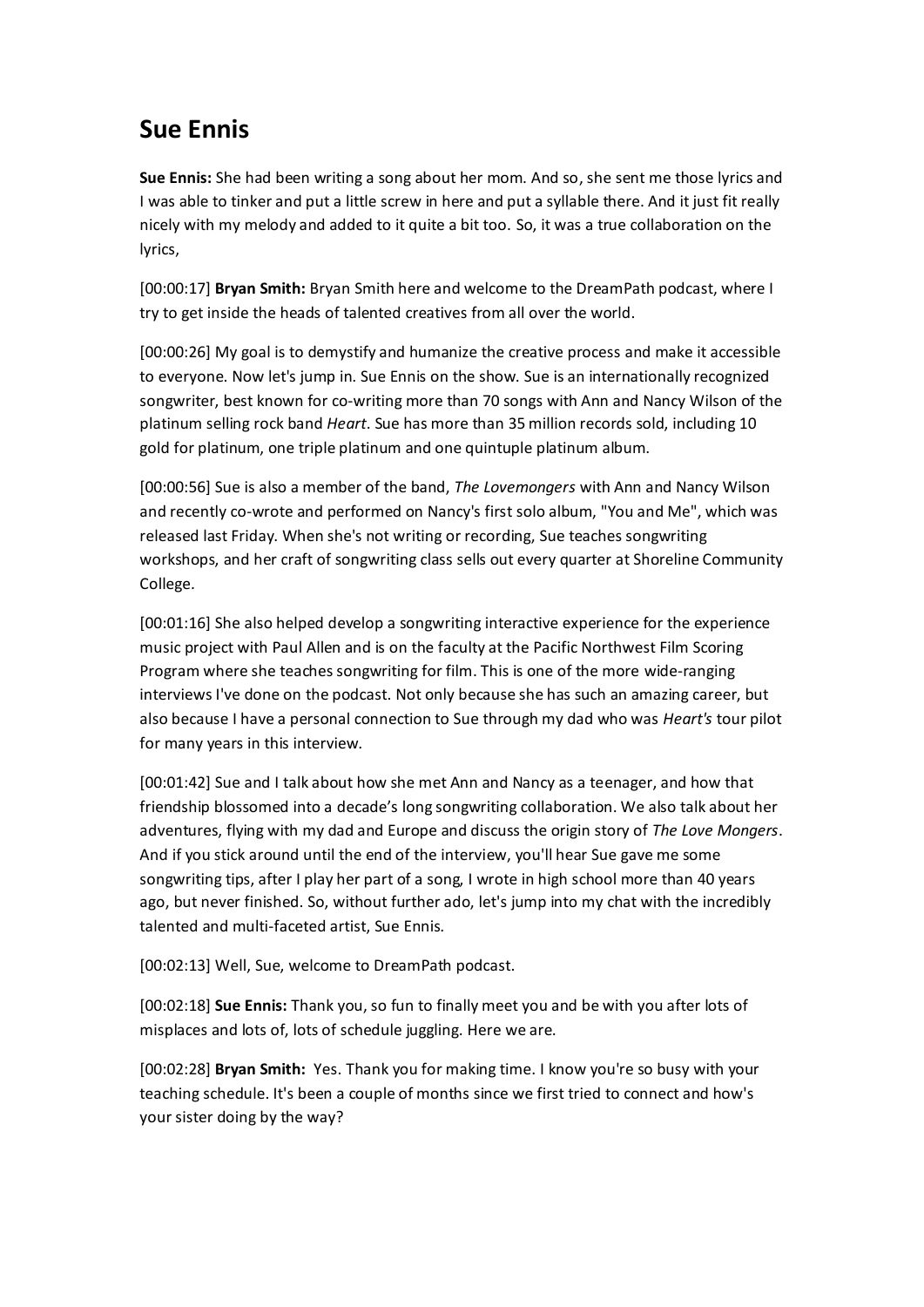# Sue Ennis

**Sue Ennis:** She had been writing a song about her mom. And so, she sent me those lyrics and I was able to tinker and put a little screw in here and put a syllable there. And it just fit really nicely with my melody and added to it quite a bit too. So, it was a true collaboration on the lyrics,

[00:00:17] **Bryan Smith:** Bryan Smith here and welcome to the DreamPath podcast, where I try to get inside the heads of talented creatives from all over the world.

[00:00:26] My goal is to demystify and humanize the creative process and make it accessible to everyone. Now let's jump in. Sue Ennis on the show. Sue is an internationally recognized songwriter, best known for co-writing more than 70 songs with Ann and Nancy Wilson of the platinum selling rock band *Heart*. Sue has more than 35 million records sold, including 10 gold for platinum, one triple platinum and one quintuple platinum album.

[00:00:56] Sue is also a member of the band, *The Lovemongers* with Ann and Nancy Wilson and recently co-wrote and performed on Nancy's first solo album, "You and Me", which was released last Friday. When she's not writing or recording, Sue teaches songwriting workshops, and her craft of songwriting class sells out every quarter at Shoreline Community College.

[00:01:16] She also helped develop a songwriting interactive experience for the experience music project with Paul Allen and is on the faculty at the Pacific Northwest Film Scoring Program where she teaches songwriting for film. This is one of the more wide-ranging interviews I've done on the podcast. Not only because she has such an amazing career, but also because I have a personal connection to Sue through my dad who was *Heart's* tour pilot for many years in this interview.

[00:01:42] Sue and I talk about how she met Ann and Nancy as a teenager, and how that friendship blossomed into a decade's long songwriting collaboration. We also talk about her adventures, flying with my dad and Europe and discuss the origin story of *The Love Mongers*. And if you stick around until the end of the interview, you'll hear Sue gave me some songwriting tips, after I play her part of a song, I wrote in high school more than 40 years ago, but never finished. So, without further ado, let's jump into my chat with the incredibly talented and multi-faceted artist, Sue Ennis.

[00:02:13] Well, Sue, welcome to DreamPath podcast.

[00:02:18] **Sue Ennis:** Thank you, so fun to finally meet you and be with you after lots of misplaces and lots of, lots of schedule juggling. Here we are.

[00:02:28] **Bryan Smith:** Yes. Thank you for making time. I know you're so busy with your teaching schedule. It's been a couple of months since we first tried to connect and how's your sister doing by the way?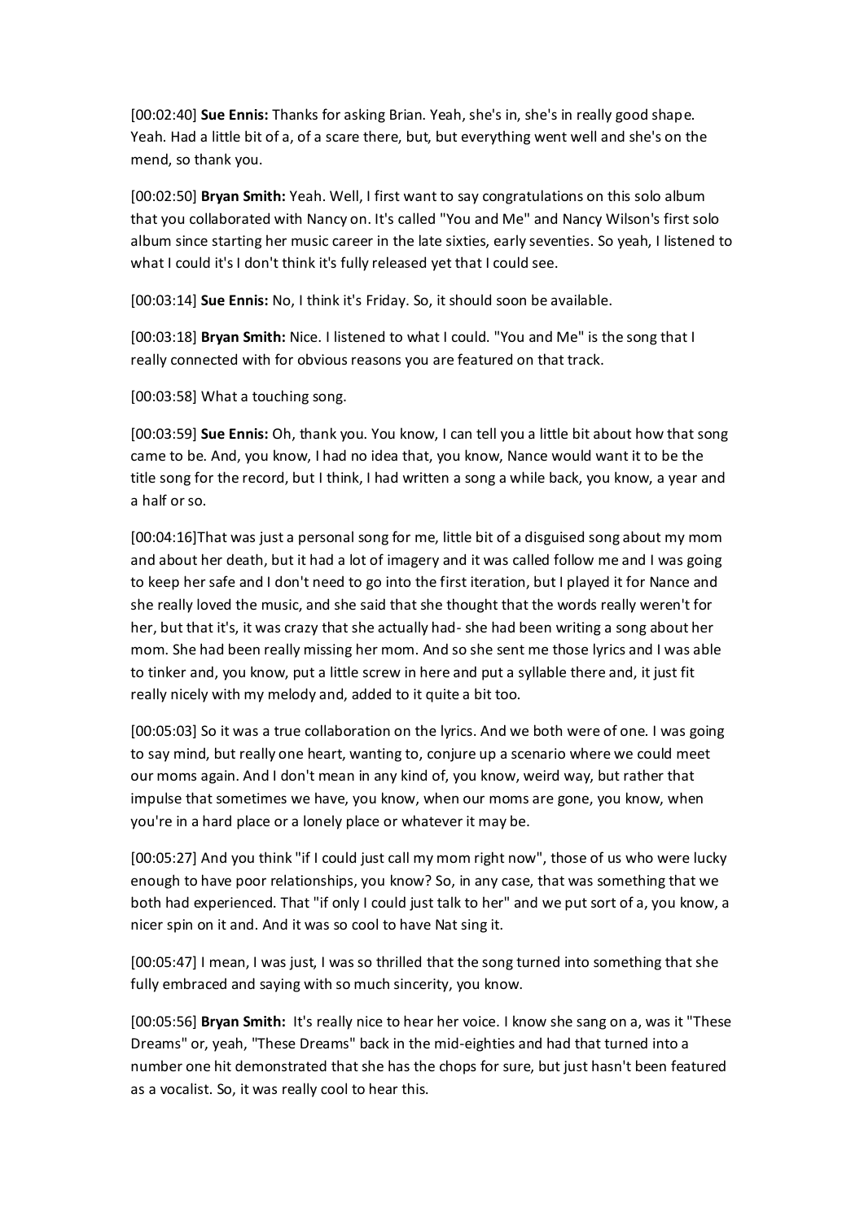[00:02:40] **Sue Ennis:** Thanks for asking Brian. Yeah, she's in, she's in really good shape. Yeah. Had a little bit of a, of a scare there, but, but everything went well and she's on the mend, so thank you.

[00:02:50] **Bryan Smith:** Yeah. Well, I first want to say congratulations on this solo album that you collaborated with Nancy on. It's called "You and Me" and Nancy Wilson's first solo album since starting her music career in the late sixties, early seventies. So yeah, I listened to what I could it's I don't think it's fully released yet that I could see.

[00:03:14] **Sue Ennis:** No, I think it's Friday. So, it should soon be available.

[00:03:18] **Bryan Smith:** Nice. I listened to what I could. "You and Me" is the song that I really connected with for obvious reasons you are featured on that track.

[00:03:58] What a touching song.

[00:03:59] **Sue Ennis:** Oh, thank you. You know, I can tell you a little bit about how that song came to be. And, you know, I had no idea that, you know, Nance would want it to be the title song for the record, but I think, I had written a song a while back, you know, a year and a half or so.

[00:04:16]That was just a personal song for me, little bit of a disguised song about my mom and about her death, but it had a lot of imagery and it was called follow me and I was going to keep her safe and I don't need to go into the first iteration, but I played it for Nance and she really loved the music, and she said that she thought that the words really weren't for her, but that it's, it was crazy that she actually had- she had been writing a song about her mom. She had been really missing her mom. And so she sent me those lyrics and I was able to tinker and, you know, put a little screw in here and put a syllable there and, it just fit really nicely with my melody and, added to it quite a bit too.

[00:05:03] So it was a true collaboration on the lyrics. And we both were of one. I was going to say mind, but really one heart, wanting to, conjure up a scenario where we could meet our moms again. And I don't mean in any kind of, you know, weird way, but rather that impulse that sometimes we have, you know, when our moms are gone, you know, when you're in a hard place or a lonely place or whatever it may be.

[00:05:27] And you think "if I could just call my mom right now", those of us who were lucky enough to have poor relationships, you know? So, in any case, that was something that we both had experienced. That "if only I could just talk to her" and we put sort of a, you know, a nicer spin on it and. And it was so cool to have Nat sing it.

[00:05:47] I mean, I was just, I was so thrilled that the song turned into something that she fully embraced and saying with so much sincerity, you know.

[00:05:56] **Bryan Smith:** It's really nice to hear her voice. I know she sang on a, was it "These Dreams" or, yeah, "These Dreams" back in the mid-eighties and had that turned into a number one hit demonstrated that she has the chops for sure, but just hasn't been featured as a vocalist. So, it was really cool to hear this.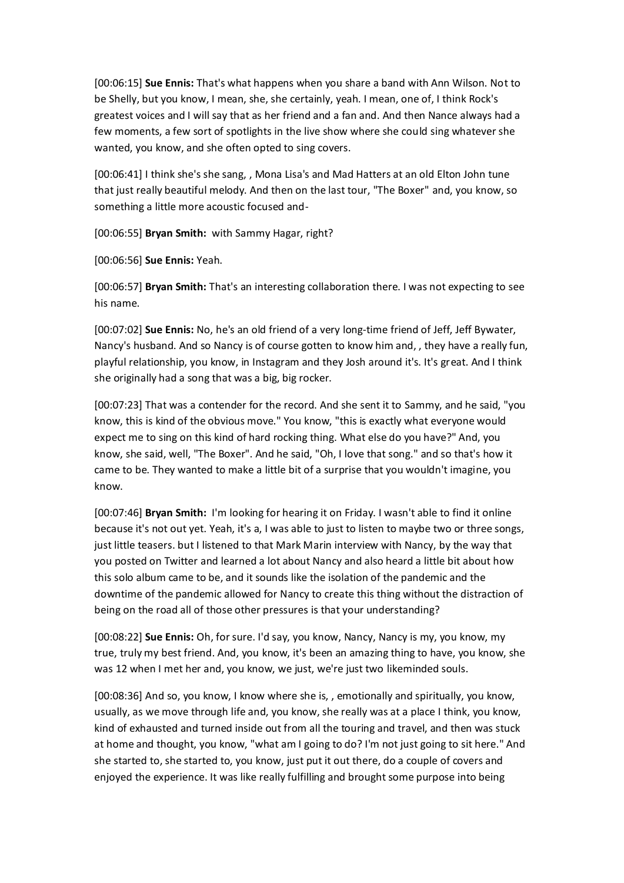[00:06:15] **Sue Ennis:** That's what happens when you share a band with Ann Wilson. Not to be Shelly, but you know, I mean, she, she certainly, yeah. I mean, one of, I think Rock's greatest voices and I will say that as her friend and a fan and. And then Nance always had a few moments, a few sort of spotlights in the live show where she could sing whatever she wanted, you know, and she often opted to sing covers.

[00:06:41] I think she's she sang, , Mona Lisa's and Mad Hatters at an old Elton John tune that just really beautiful melody. And then on the last tour, "The Boxer" and, you know, so something a little more acoustic focused and-

[00:06:55] **Bryan Smith:** with Sammy Hagar, right?

[00:06:56] **Sue Ennis:** Yeah.

[00:06:57] **Bryan Smith:** That's an interesting collaboration there. I was not expecting to see his name.

[00:07:02] **Sue Ennis:** No, he's an old friend of a very long-time friend of Jeff, Jeff Bywater, Nancy's husband. And so Nancy is of course gotten to know him and, , they have a really fun, playful relationship, you know, in Instagram and they Josh around it's. It's great. And I think she originally had a song that was a big, big rocker.

[00:07:23] That was a contender for the record. And she sent it to Sammy, and he said, "you know, this is kind of the obvious move." You know, "this is exactly what everyone would expect me to sing on this kind of hard rocking thing. What else do you have?" And, you know, she said, well, "The Boxer". And he said, "Oh, I love that song." and so that's how it came to be. They wanted to make a little bit of a surprise that you wouldn't imagine, you know.

[00:07:46] **Bryan Smith:** I'm looking for hearing it on Friday. I wasn't able to find it online because it's not out yet. Yeah, it's a, I was able to just to listen to maybe two or three songs, just little teasers. but I listened to that Mark Marin interview with Nancy, by the way that you posted on Twitter and learned a lot about Nancy and also heard a little bit about how this solo album came to be, and it sounds like the isolation of the pandemic and the downtime of the pandemic allowed for Nancy to create this thing without the distraction of being on the road all of those other pressures is that your understanding?

[00:08:22] **Sue Ennis:** Oh, for sure. I'd say, you know, Nancy, Nancy is my, you know, my true, truly my best friend. And, you know, it's been an amazing thing to have, you know, she was 12 when I met her and, you know, we just, we're just two likeminded souls.

[00:08:36] And so, you know, I know where she is, , emotionally and spiritually, you know, usually, as we move through life and, you know, she really was at a place I think, you know, kind of exhausted and turned inside out from all the touring and travel, and then was stuck at home and thought, you know, "what am I going to do? I'm not just going to sit here." And she started to, she started to, you know, just put it out there, do a couple of covers and enjoyed the experience. It was like really fulfilling and brought some purpose into being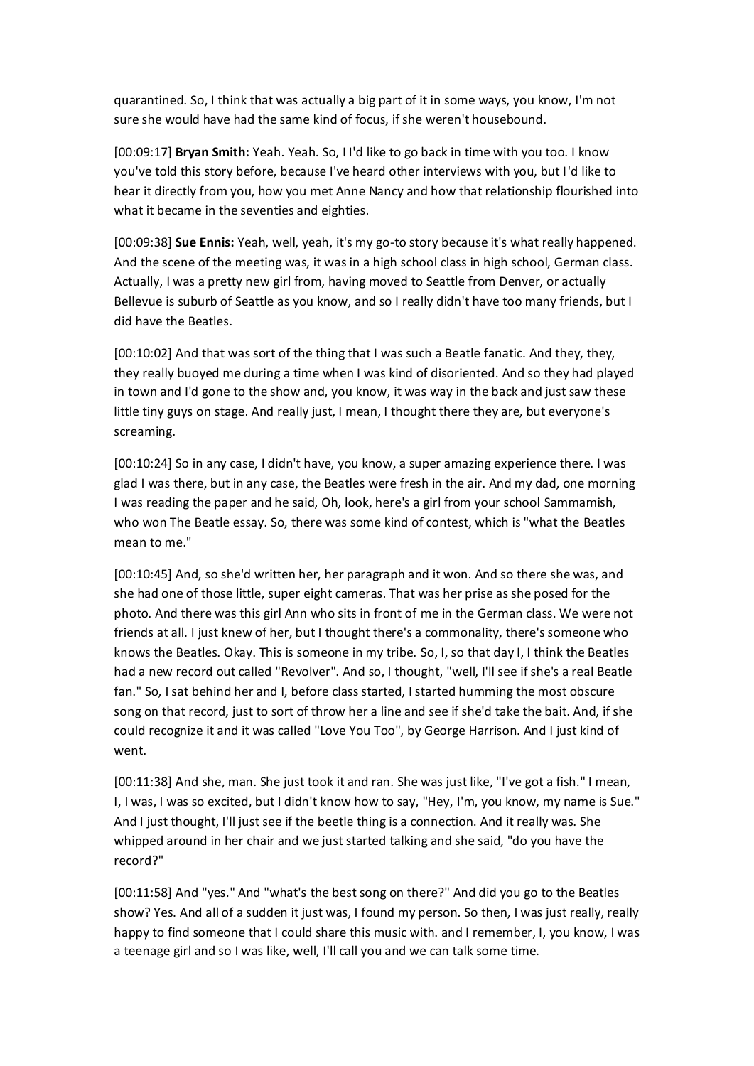quarantined. So, I think that was actually a big part of it in some ways, you know, I'm not sure she would have had the same kind of focus, if she weren't housebound.

[00:09:17] **Bryan Smith:** Yeah. Yeah. So, I I'd like to go back in time with you too. I know you've told this story before, because I've heard other interviews with you, but I'd like to hear it directly from you, how you met Anne Nancy and how that relationship flourished into what it became in the seventies and eighties.

[00:09:38] **Sue Ennis:** Yeah, well, yeah, it's my go-to story because it's what really happened. And the scene of the meeting was, it was in a high school class in high school, German class. Actually, I was a pretty new girl from, having moved to Seattle from Denver, or actually Bellevue is suburb of Seattle as you know, and so I really didn't have too many friends, but I did have the Beatles.

[00:10:02] And that was sort of the thing that I was such a Beatle fanatic. And they, they, they really buoyed me during a time when I was kind of disoriented. And so they had played in town and I'd gone to the show and, you know, it was way in the back and just saw these little tiny guys on stage. And really just, I mean, I thought there they are, but everyone's screaming.

[00:10:24] So in any case, I didn't have, you know, a super amazing experience there. I was glad I was there, but in any case, the Beatles were fresh in the air. And my dad, one morning I was reading the paper and he said, Oh, look, here's a girl from your school Sammamish, who won The Beatle essay. So, there was some kind of contest, which is "what the Beatles mean to me."

[00:10:45] And, so she'd written her, her paragraph and it won. And so there she was, and she had one of those little, super eight cameras. That was her prise as she posed for the photo. And there was this girl Ann who sits in front of me in the German class. We were not friends at all. I just knew of her, but I thought there's a commonality, there's someone who knows the Beatles. Okay. This is someone in my tribe. So, I, so that day I, I think the Beatles had a new record out called "Revolver". And so, I thought, "well, I'll see if she's a real Beatle fan." So, I sat behind her and I, before class started, I started humming the most obscure song on that record, just to sort of throw her a line and see if she'd take the bait. And, if she could recognize it and it was called "Love You Too", by George Harrison. And I just kind of went.

[00:11:38] And she, man. She just took it and ran. She was just like, "I've got a fish." I mean, I, I was, I was so excited, but I didn't know how to say, "Hey, I'm, you know, my name is Sue." And I just thought, I'll just see if the beetle thing is a connection. And it really was. She whipped around in her chair and we just started talking and she said, "do you have the record?"

[00:11:58] And "yes." And "what's the best song on there?" And did you go to the Beatles show? Yes. And all of a sudden it just was, I found my person. So then, I was just really, really happy to find someone that I could share this music with. and I remember, I, you know, I was a teenage girl and so I was like, well, I'll call you and we can talk some time.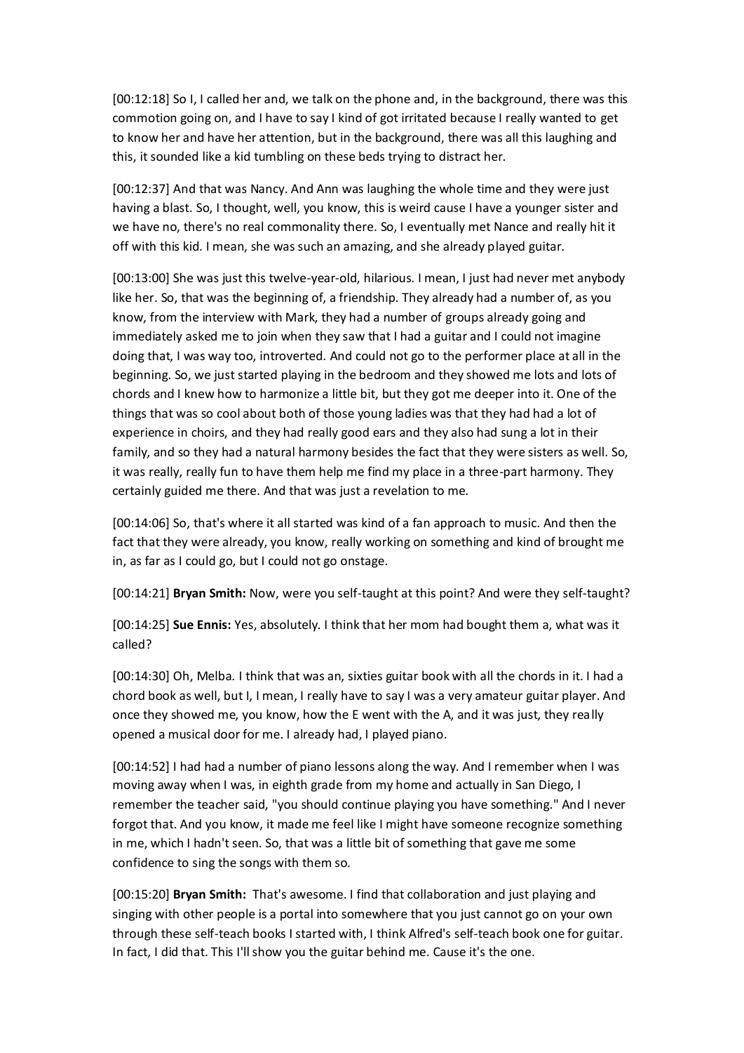[00:12:18] So I, I called her and, we talk on the phone and, in the background, there was this commotion going on, and I have to say I kind of got irritated because I really wanted to get to know her and have her attention, but in the background, there was all this laughing and this, it sounded like a kid tumbling on these beds trying to distract her.

[00:12:37] And that was Nancy. And Ann was laughing the whole time and they were just having a blast. So, I thought, well, you know, this is weird cause I have a younger sister and we have no, there's no real commonality there. So, I eventually met Nance and really hit it off with this kid. I mean, she was such an amazing, and she already played guitar.

[00:13:00] She was just this twelve-year-old, hilarious. I mean, I just had never met anybody like her. So, that was the beginning of, a friendship. They already had a number of, as you know, from the interview with Mark, they had a number of groups already going and immediately asked me to join when they saw that I had a guitar and I could not imagine doing that, I was way too, introverted. And could not go to the performer place at all in the beginning. So, we just started playing in the bedroom and they showed me lots and lots of chords and I knew how to harmonize a little bit, but they got me deeper into it. One of the things that was so cool about both of those young ladies was that they had had a lot of experience in choirs, and they had really good ears and they also had sung a lot in their family, and so they had a natural harmony besides the fact that they were sisters as well. So, it was really, really fun to have them help me find my place in a three-part harmony. They certainly guided me there. And that was just a revelation to me.

[00:14:06] So, that's where it all started was kind of a fan approach to music. And then the fact that they were already, you know, really working on something and kind of brought me in, as far as I could go, but I could not go onstage.

[00:14:21] **Bryan Smith:** Now, were you self-taught at this point? And were they self-taught?

[00:14:25] **Sue Ennis:** Yes, absolutely. I think that her mom had bought them a, what was it called?

[00:14:30] Oh, Melba. I think that was an, sixties guitar book with all the chords in it. I had a chord book as well, but I, I mean, I really have to say I was a very amateur guitar player. And once they showed me, you know, how the E went with the A, and it was just, they really opened a musical door for me. I already had, I played piano.

[00:14:52] I had had a number of piano lessons along the way. And I remember when I was moving away when I was, in eighth grade from my home and actually in San Diego, I remember the teacher said, "you should continue playing you have something." And I never forgot that. And you know, it made me feel like I might have someone recognize something in me, which I hadn't seen. So, that was a little bit of something that gave me some confidence to sing the songs with them so.

[00:15:20] **Bryan Smith:** That's awesome. I find that collaboration and just playing and singing with other people is a portal into somewhere that you just cannot go on your own through these self-teach books I started with, I think Alfred's self-teach book one for guitar. In fact, I did that. This I'll show you the guitar behind me. Cause it's the one.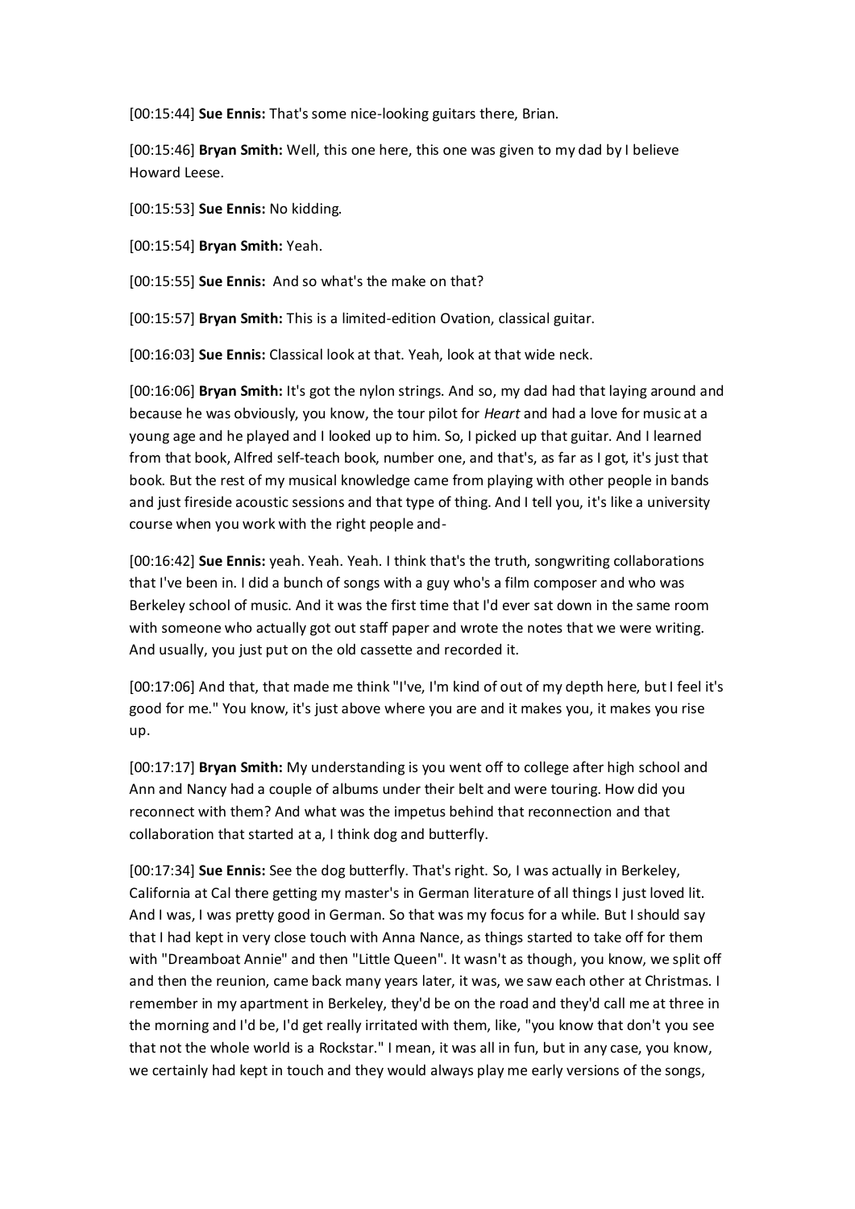[00:15:44] **Sue Ennis:** That's some nice-looking guitars there, Brian.

[00:15:46] **Bryan Smith:** Well, this one here, this one was given to my dad by I believe Howard Leese.

[00:15:53] **Sue Ennis:** No kidding.

[00:15:54] **Bryan Smith:** Yeah.

[00:15:55] **Sue Ennis:** And so what's the make on that?

[00:15:57] **Bryan Smith:** This is a limited-edition Ovation, classical guitar.

[00:16:03] **Sue Ennis:** Classical look at that. Yeah, look at that wide neck.

[00:16:06] **Bryan Smith:** It's got the nylon strings. And so, my dad had that laying around and because he was obviously, you know, the tour pilot for *Heart* and had a love for music at a young age and he played and I looked up to him. So, I picked up that guitar. And I learned from that book, Alfred self-teach book, number one, and that's, as far as I got, it's just that book. But the rest of my musical knowledge came from playing with other people in bands and just fireside acoustic sessions and that type of thing. And I tell you, it's like a university course when you work with the right people and-

[00:16:42] **Sue Ennis:** yeah. Yeah. Yeah. I think that's the truth, songwriting collaborations that I've been in. I did a bunch of songs with a guy who's a film composer and who was Berkeley school of music. And it was the first time that I'd ever sat down in the same room with someone who actually got out staff paper and wrote the notes that we were writing. And usually, you just put on the old cassette and recorded it.

[00:17:06] And that, that made me think "I've, I'm kind of out of my depth here, but I feel it's good for me." You know, it's just above where you are and it makes you, it makes you rise up.

[00:17:17] **Bryan Smith:** My understanding is you went off to college after high school and Ann and Nancy had a couple of albums under their belt and were touring. How did you reconnect with them? And what was the impetus behind that reconnection and that collaboration that started at a, I think dog and butterfly.

[00:17:34] **Sue Ennis:** See the dog butterfly. That's right. So, I was actually in Berkeley, California at Cal there getting my master's in German literature of all things I just loved lit. And I was, I was pretty good in German. So that was my focus for a while. But I should say that I had kept in very close touch with Anna Nance, as things started to take off for them with "Dreamboat Annie" and then "Little Queen". It wasn't as though, you know, we split off and then the reunion, came back many years later, it was, we saw each other at Christmas. I remember in my apartment in Berkeley, they'd be on the road and they'd call me at three in the morning and I'd be, I'd get really irritated with them, like, "you know that don't you see that not the whole world is a Rockstar." I mean, it was all in fun, but in any case, you know, we certainly had kept in touch and they would always play me early versions of the songs,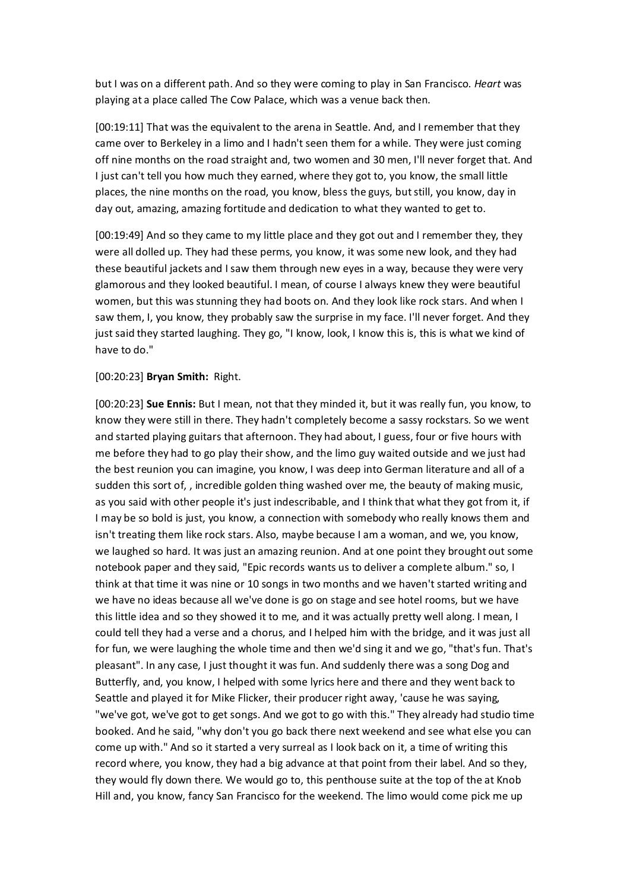but I was on a different path. And so they were coming to play in San Francisco. *Heart* was playing at a place called The Cow Palace, which was a venue back then.

[00:19:11] That was the equivalent to the arena in Seattle. And, and I remember that they came over to Berkeley in a limo and I hadn't seen them for a while. They were just coming off nine months on the road straight and, two women and 30 men, I'll never forget that. And I just can't tell you how much they earned, where they got to, you know, the small little places, the nine months on the road, you know, bless the guys, but still, you know, day in day out, amazing, amazing fortitude and dedication to what they wanted to get to.

[00:19:49] And so they came to my little place and they got out and I remember they, they were all dolled up. They had these perms, you know, it was some new look, and they had these beautiful jackets and I saw them through new eyes in a way, because they were very glamorous and they looked beautiful. I mean, of course I always knew they were beautiful women, but this was stunning they had boots on. And they look like rock stars. And when I saw them, I, you know, they probably saw the surprise in my face. I'll never forget. And they just said they started laughing. They go, "I know, look, I know this is, this is what we kind of have to do."

[00:20:23] **Bryan Smith:** Right.

[00:20:23] **Sue Ennis:** But I mean, not that they minded it, but it was really fun, you know, to know they were still in there. They hadn't completely become a sassy rockstars. So we went and started playing guitars that afternoon. They had about, I guess, four or five hours with me before they had to go play their show, and the limo guy waited outside and we just had the best reunion you can imagine, you know, I was deep into German literature and all of a sudden this sort of, , incredible golden thing washed over me, the beauty of making music, as you said with other people it's just indescribable, and I think that what they got from it, if I may be so bold is just, you know, a connection with somebody who really knows them and isn't treating them like rock stars. Also, maybe because I am a woman, and we, you know, we laughed so hard. It was just an amazing reunion. And at one point they brought out some notebook paper and they said, "Epic records wants us to deliver a complete album." so, I think at that time it was nine or 10 songs in two months and we haven't started writing and we have no ideas because all we've done is go on stage and see hotel rooms, but we have this little idea and so they showed it to me, and it was actually pretty well along. I mean, I could tell they had a verse and a chorus, and I helped him with the bridge, and it was just all for fun, we were laughing the whole time and then we'd sing it and we go, "that's fun. That's pleasant". In any case, I just thought it was fun. And suddenly there was a song Dog and Butterfly, and, you know, I helped with some lyrics here and there and they went back to Seattle and played it for Mike Flicker, their producer right away, 'cause he was saying, "we've got, we've got to get songs. And we got to go with this." They already had studio time booked. And he said, "why don't you go back there next weekend and see what else you can come up with." And so it started a very surreal as I look back on it, a time of writing this record where, you know, they had a big advance at that point from their label. And so they, they would fly down there. We would go to, this penthouse suite at the top of the at Knob Hill and, you know, fancy San Francisco for the weekend. The limo would come pick me up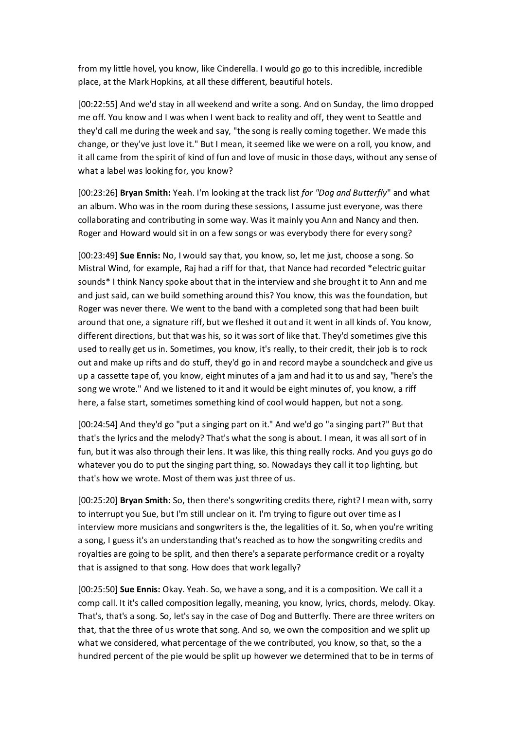from my little hovel, you know, like Cinderella. I would go go to this incredible, incredible place, at the Mark Hopkins, at all these different, beautiful hotels.

[00:22:55] And we'd stay in all weekend and write a song. And on Sunday, the limo dropped me off. You know and I was when I went back to reality and off, they went to Seattle and they'd call me during the week and say, "the song is really coming together. We made this change, or they've just love it." But I mean, it seemed like we were on a roll, you know, and it all came from the spirit of kind of fun and love of music in those days, without any sense of what a label was looking for, you know?

[00:23:26] **Bryan Smith:** Yeah. I'm looking at the track list *for "Dog and Butterfly*" and what an album. Who was in the room during these sessions, I assume just everyone, was there collaborating and contributing in some way. Was it mainly you Ann and Nancy and then. Roger and Howard would sit in on a few songs or was everybody there for every song?

[00:23:49] **Sue Ennis:** No, I would say that, you know, so, let me just, choose a song. So Mistral Wind, for example, Raj had a riff for that, that Nance had recorded *electric guitar sounds* I think Nancy spoke about that in the interview and she brought it to Ann and me and just said, can we build something around this? You know, this was the foundation, but Roger was never there. We went to the band with a completed song that had been built around that one, a signature riff, but we fleshed it out and it went in all kinds of. You know, different directions, but that was his, so it was sort of like that. They'd sometimes give this used to really get us in. Sometimes, you know, it's really, to their credit, their job is to rock out and make up rifts and do stuff, they'd go in and record maybe a soundcheck and give us up a cassette tape of, you know, eight minutes of a jam and had it to us and say, "here's the song we wrote." And we listened to it and it would be eight minutes of, you know, a riff here, a false start, sometimes something kind of cool would happen, but not a song.

[00:24:54] And they'd go "put a singing part on it." And we'd go "a singing part?" But that that's the lyrics and the melody? That's what the song is about. I mean, it was all sort of in fun, but it was also through their lens. It was like, this thing really rocks. And you guys go do whatever you do to put the singing part thing, so. Nowadays they call it top lighting, but that's how we wrote. Most of them was just three of us.

[00:25:20] **Bryan Smith:** So, then there's songwriting credits there, right? I mean with, sorry to interrupt you Sue, but I'm still unclear on it. I'm trying to figure out over time as I interview more musicians and songwriters is the, the legalities of it. So, when you're writing a song, I guess it's an understanding that's reached as to how the songwriting credits and royalties are going to be split, and then there's a separate performance credit or a royalty that is assigned to that song. How does that work legally?

[00:25:50] **Sue Ennis:** Okay. Yeah. So, we have a song, and it is a composition. We call it a comp call. It it's called composition legally, meaning, you know, lyrics, chords, melody. Okay. That's, that's a song. So, let's say in the case of Dog and Butterfly. There are three writers on that, that the three of us wrote that song. And so, we own the composition and we split up what we considered, what percentage of the we contributed, you know, so that, so the a hundred percent of the pie would be split up however we determined that to be in terms of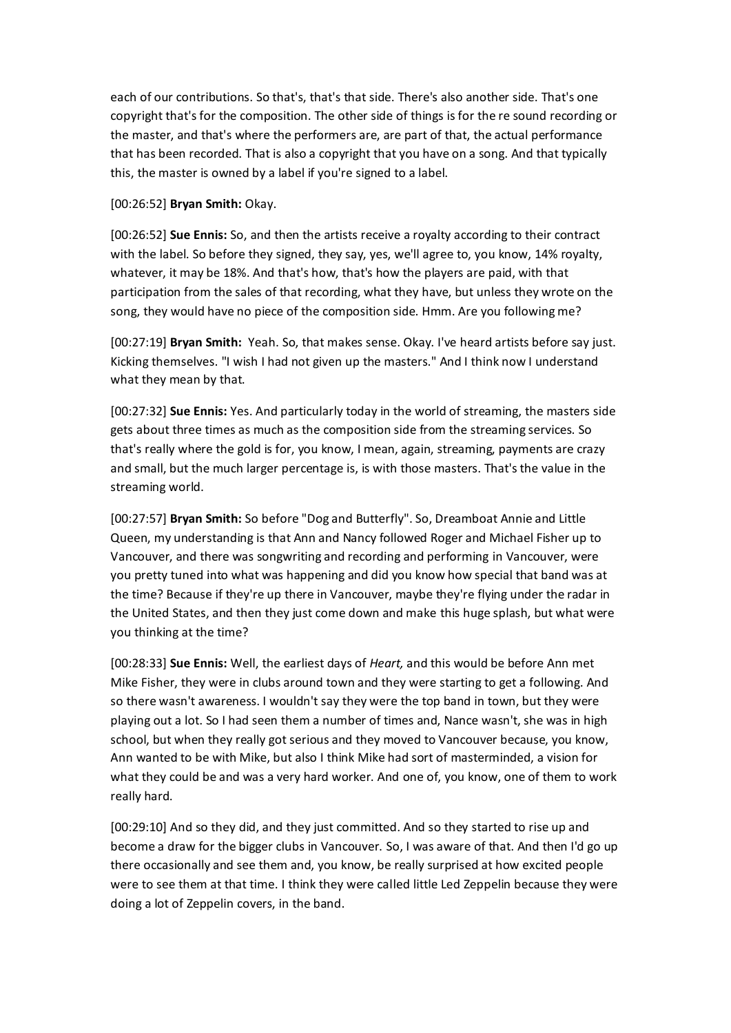each of our contributions. So that's, that's that side. There's also another side. That's one copyright that's for the composition. The other side of things is for the re sound recording or the master, and that's where the performers are, are part of that, the actual performance that has been recorded. That is also a copyright that you have on a song. And that typically this, the master is owned by a label if you're signed to a label.

[00:26:52] **Bryan Smith:** Okay.

[00:26:52] **Sue Ennis:** So, and then the artists receive a royalty according to their contract with the label. So before they signed, they say, yes, we'll agree to, you know, 14% royalty, whatever, it may be 18%. And that's how, that's how the players are paid, with that participation from the sales of that recording, what they have, but unless they wrote on the song, they would have no piece of the composition side. Hmm. Are you following me?

[00:27:19] **Bryan Smith:** Yeah. So, that makes sense. Okay. I've heard artists before say just. Kicking themselves. "I wish I had not given up the masters." And I think now I understand what they mean by that.

[00:27:32] **Sue Ennis:** Yes. And particularly today in the world of streaming, the masters side gets about three times as much as the composition side from the streaming services. So that's really where the gold is for, you know, I mean, again, streaming, payments are crazy and small, but the much larger percentage is, is with those masters. That's the value in the streaming world.

[00:27:57] **Bryan Smith:** So before "Dog and Butterfly". So, Dreamboat Annie and Little Queen, my understanding is that Ann and Nancy followed Roger and Michael Fisher up to Vancouver, and there was songwriting and recording and performing in Vancouver, were you pretty tuned into what was happening and did you know how special that band was at the time? Because if they're up there in Vancouver, maybe they're flying under the radar in the United States, and then they just come down and make this huge splash, but what were you thinking at the time?

[00:28:33] **Sue Ennis:** Well, the earliest days of *Heart,* and this would be before Ann met Mike Fisher, they were in clubs around town and they were starting to get a following. And so there wasn't awareness. I wouldn't say they were the top band in town, but they were playing out a lot. So I had seen them a number of times and, Nance wasn't, she was in high school, but when they really got serious and they moved to Vancouver because, you know, Ann wanted to be with Mike, but also I think Mike had sort of masterminded, a vision for what they could be and was a very hard worker. And one of, you know, one of them to work really hard.

[00:29:10] And so they did, and they just committed. And so they started to rise up and become a draw for the bigger clubs in Vancouver. So, I was aware of that. And then I'd go up there occasionally and see them and, you know, be really surprised at how excited people were to see them at that time. I think they were called little Led Zeppelin because they were doing a lot of Zeppelin covers, in the band.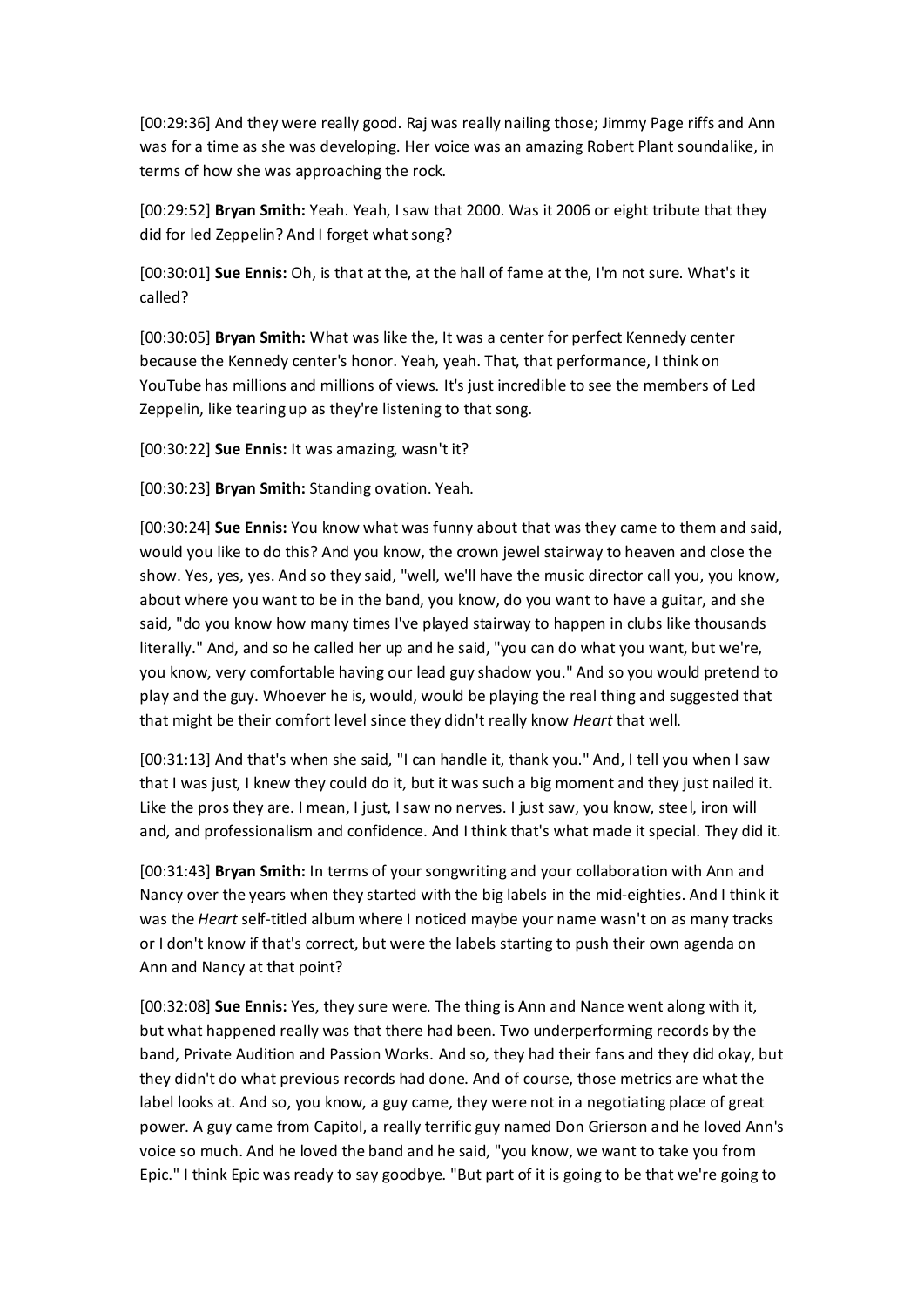[00:29:36] And they were really good. Raj was really nailing those; Jimmy Page riffs and Ann was for a time as she was developing. Her voice was an amazing Robert Plant soundalike, in terms of how she was approaching the rock.

[00:29:52] **Bryan Smith:** Yeah. Yeah, I saw that 2000. Was it 2006 or eight tribute that they did for led Zeppelin? And I forget what song?

[00:30:01] **Sue Ennis:** Oh, is that at the, at the hall of fame at the, I'm not sure. What's it called?

[00:30:05] **Bryan Smith:** What was like the, It was a center for perfect Kennedy center because the Kennedy center's honor. Yeah, yeah. That, that performance, I think on YouTube has millions and millions of views. It's just incredible to see the members of Led Zeppelin, like tearing up as they're listening to that song.

[00:30:22] **Sue Ennis:** It was amazing, wasn't it?

[00:30:23] **Bryan Smith:** Standing ovation. Yeah.

[00:30:24] **Sue Ennis:** You know what was funny about that was they came to them and said, would you like to do this? And you know, the crown jewel stairway to heaven and close the show. Yes, yes, yes. And so they said, "well, we'll have the music director call you, you know, about where you want to be in the band, you know, do you want to have a guitar, and she said, "do you know how many times I've played stairway to happen in clubs like thousands literally." And, and so he called her up and he said, "you can do what you want, but we're, you know, very comfortable having our lead guy shadow you." And so you would pretend to play and the guy. Whoever he is, would, would be playing the real thing and suggested that that might be their comfort level since they didn't really know *Heart* that well.

[00:31:13] And that's when she said, "I can handle it, thank you." And, I tell you when I saw that I was just, I knew they could do it, but it was such a big moment and they just nailed it. Like the pros they are. I mean, I just, I saw no nerves. I just saw, you know, steel, iron will and, and professionalism and confidence. And I think that's what made it special. They did it.

[00:31:43] **Bryan Smith:** In terms of your songwriting and your collaboration with Ann and Nancy over the years when they started with the big labels in the mid-eighties. And I think it was the *Heart* self-titled album where I noticed maybe your name wasn't on as many tracks or I don't know if that's correct, but were the labels starting to push their own agenda on Ann and Nancy at that point?

[00:32:08] **Sue Ennis:** Yes, they sure were. The thing is Ann and Nance went along with it, but what happened really was that there had been. Two underperforming records by the band, Private Audition and Passion Works. And so, they had their fans and they did okay, but they didn't do what previous records had done. And of course, those metrics are what the label looks at. And so, you know, a guy came, they were not in a negotiating place of great power. A guy came from Capitol, a really terrific guy named Don Grierson and he loved Ann's voice so much. And he loved the band and he said, "you know, we want to take you from Epic." I think Epic was ready to say goodbye. "But part of it is going to be that we're going to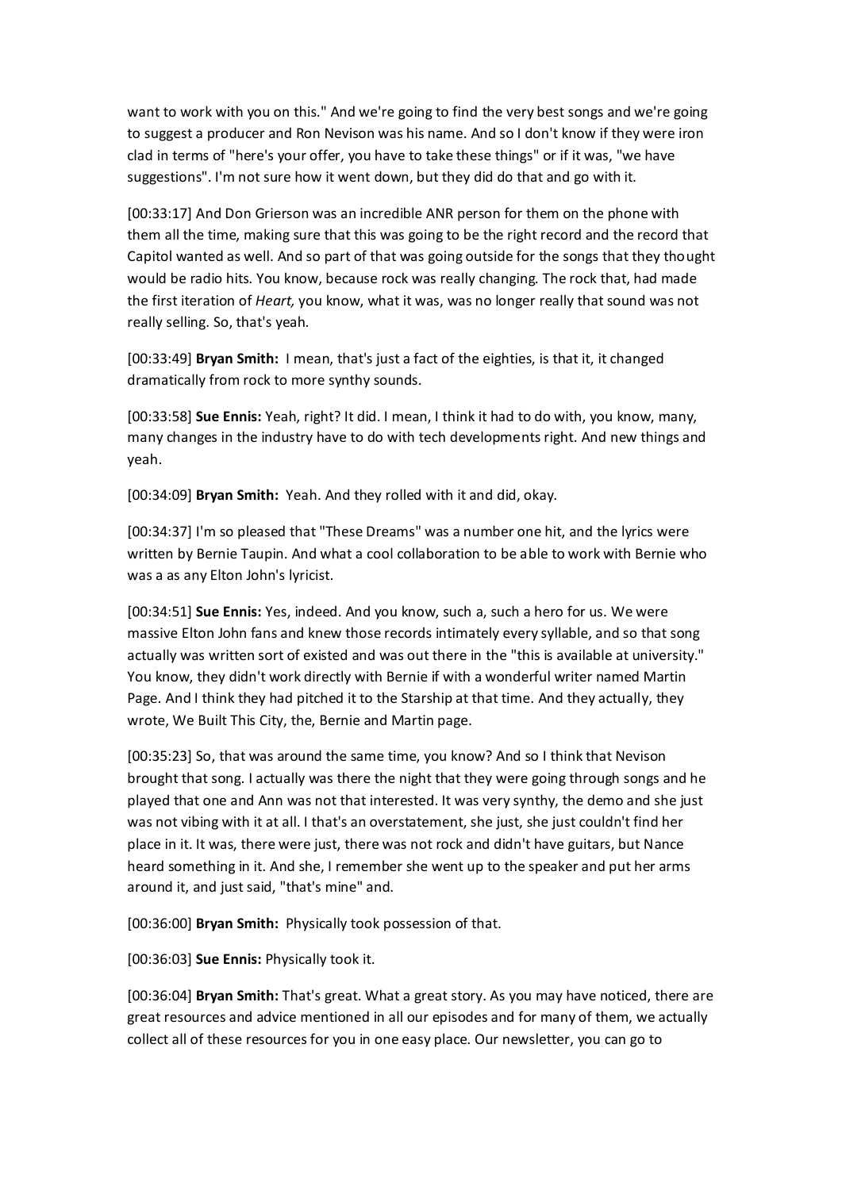want to work with you on this." And we're going to find the very best songs and we're going to suggest a producer and Ron Nevison was his name. And so I don't know if they were iron clad in terms of "here's your offer, you have to take these things" or if it was, "we have suggestions". I'm not sure how it went down, but they did do that and go with it.

[00:33:17] And Don Grierson was an incredible ANR person for them on the phone with them all the time, making sure that this was going to be the right record and the record that Capitol wanted as well. And so part of that was going outside for the songs that they thought would be radio hits. You know, because rock was really changing. The rock that, had made the first iteration of *Heart,* you know, what it was, was no longer really that sound was not really selling. So, that's yeah.

[00:33:49] **Bryan Smith:** I mean, that's just a fact of the eighties, is that it, it changed dramatically from rock to more synthy sounds.

[00:33:58] **Sue Ennis:** Yeah, right? It did. I mean, I think it had to do with, you know, many, many changes in the industry have to do with tech developments right. And new things and yeah.

[00:34:09] **Bryan Smith:** Yeah. And they rolled with it and did, okay.

[00:34:37] I'm so pleased that "These Dreams" was a number one hit, and the lyrics were written by Bernie Taupin. And what a cool collaboration to be able to work with Bernie who was a as any Elton John's lyricist.

[00:34:51] **Sue Ennis:** Yes, indeed. And you know, such a, such a hero for us. We were massive Elton John fans and knew those records intimately every syllable, and so that song actually was written sort of existed and was out there in the "this is available at university." You know, they didn't work directly with Bernie if with a wonderful writer named Martin Page. And I think they had pitched it to the Starship at that time. And they actually, they wrote, We Built This City, the, Bernie and Martin page.

[00:35:23] So, that was around the same time, you know? And so I think that Nevison brought that song. I actually was there the night that they were going through songs and he played that one and Ann was not that interested. It was very synthy, the demo and she just was not vibing with it at all. I that's an overstatement, she just, she just couldn't find her place in it. It was, there were just, there was not rock and didn't have guitars, but Nance heard something in it. And she, I remember she went up to the speaker and put her arms around it, and just said, "that's mine" and.

[00:36:00] **Bryan Smith:** Physically took possession of that.

[00:36:03] **Sue Ennis:** Physically took it.

[00:36:04] **Bryan Smith:** That's great. What a great story. As you may have noticed, there are great resources and advice mentioned in all our episodes and for many of them, we actually collect all of these resources for you in one easy place. Our newsletter, you can go to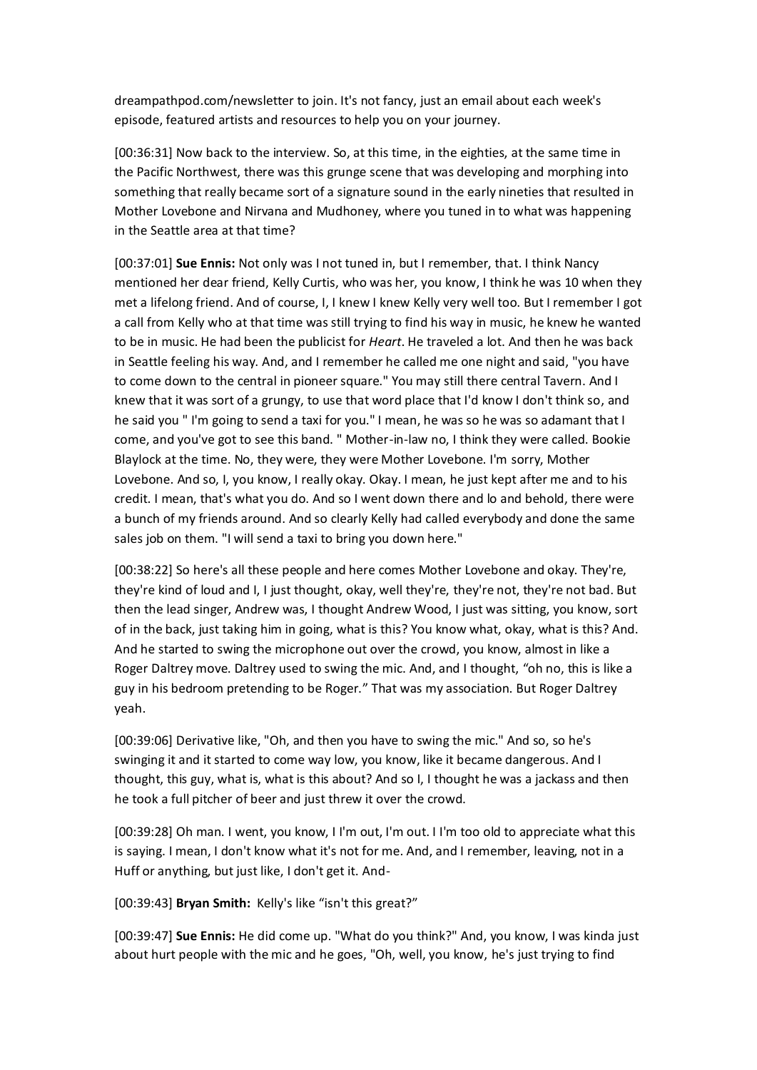dreampathpod.com/newsletter to join. It's not fancy, just an email about each week's episode, featured artists and resources to help you on your journey.

[00:36:31] Now back to the interview. So, at this time, in the eighties, at the same time in the Pacific Northwest, there was this grunge scene that was developing and morphing into something that really became sort of a signature sound in the early nineties that resulted in Mother Lovebone and Nirvana and Mudhoney, where you tuned in to what was happening in the Seattle area at that time?

[00:37:01] **Sue Ennis:** Not only was I not tuned in, but I remember, that. I think Nancy mentioned her dear friend, Kelly Curtis, who was her, you know, I think he was 10 when they met a lifelong friend. And of course, I, I knew I knew Kelly very well too. But I remember I got a call from Kelly who at that time was still trying to find his way in music, he knew he wanted to be in music. He had been the publicist for *Heart*. He traveled a lot. And then he was back in Seattle feeling his way. And, and I remember he called me one night and said, "you have to come down to the central in pioneer square." You may still there central Tavern. And I knew that it was sort of a grungy, to use that word place that I'd know I don't think so, and he said you " I'm going to send a taxi for you." I mean, he was so he was so adamant that I come, and you've got to see this band. " Mother-in-law no, I think they were called. Bookie Blaylock at the time. No, they were, they were Mother Lovebone. I'm sorry, Mother Lovebone. And so, I, you know, I really okay. Okay. I mean, he just kept after me and to his credit. I mean, that's what you do. And so I went down there and lo and behold, there were a bunch of my friends around. And so clearly Kelly had called everybody and done the same sales job on them. "I will send a taxi to bring you down here."

[00:38:22] So here's all these people and here comes Mother Lovebone and okay. They're, they're kind of loud and I, I just thought, okay, well they're, they're not, they're not bad. But then the lead singer, Andrew was, I thought Andrew Wood, I just was sitting, you know, sort of in the back, just taking him in going, what is this? You know what, okay, what is this? And. And he started to swing the microphone out over the crowd, you know, almost in like a Roger Daltrey move. Daltrey used to swing the mic. And, and I thought, "oh no, this is like a guy in his bedroom pretending to be Roger." That was my association. But Roger Daltrey yeah.

[00:39:06] Derivative like, "Oh, and then you have to swing the mic." And so, so he's swinging it and it started to come way low, you know, like it became dangerous. And I thought, this guy, what is, what is this about? And so I, I thought he was a jackass and then he took a full pitcher of beer and just threw it over the crowd.

[00:39:28] Oh man. I went, you know, I I'm out, I'm out. I I'm too old to appreciate what this is saying. I mean, I don't know what it's not for me. And, and I remember, leaving, not in a Huff or anything, but just like, I don't get it. And-

[00:39:43] **Bryan Smith:** Kelly's like "isn't this great?"

[00:39:47] **Sue Ennis:** He did come up. "What do you think?" And, you know, I was kinda just about hurt people with the mic and he goes, "Oh, well, you know, he's just trying to find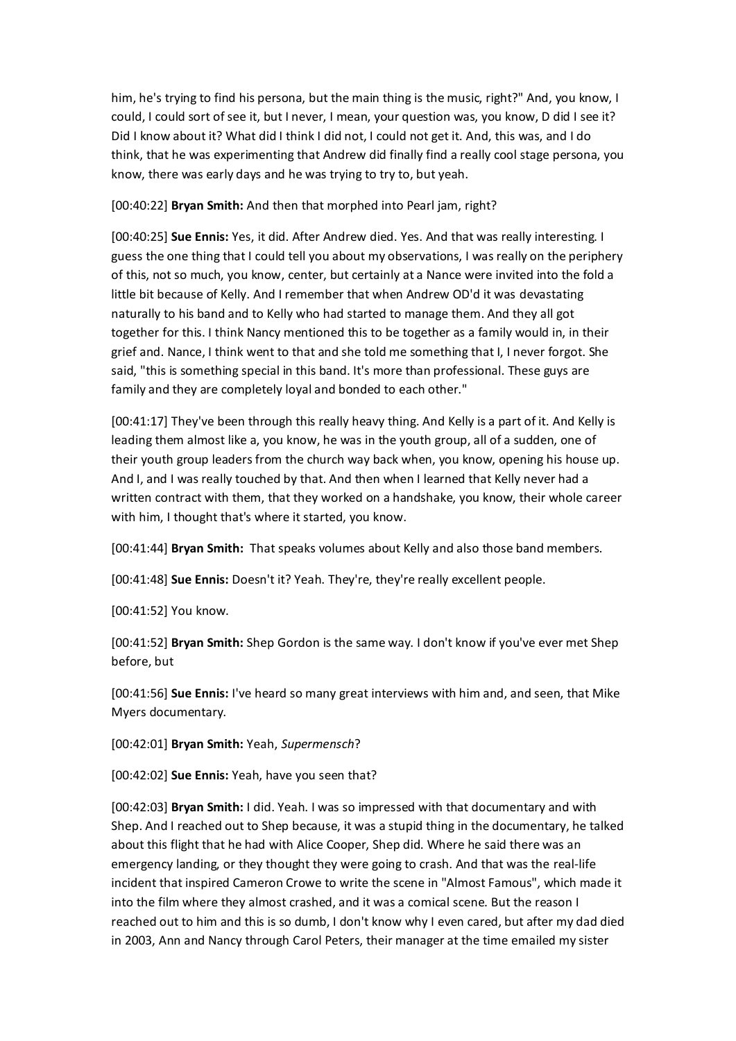him, he's trying to find his persona, but the main thing is the music, right?" And, you know, I could, I could sort of see it, but I never, I mean, your question was, you know, D did I see it? Did I know about it? What did I think I did not, I could not get it. And, this was, and I do think, that he was experimenting that Andrew did finally find a really cool stage persona, you know, there was early days and he was trying to try to, but yeah.

[00:40:22] **Bryan Smith:** And then that morphed into Pearl jam, right?

[00:40:25] **Sue Ennis:** Yes, it did. After Andrew died. Yes. And that was really interesting. I guess the one thing that I could tell you about my observations, I was really on the periphery of this, not so much, you know, center, but certainly at a Nance were invited into the fold a little bit because of Kelly. And I remember that when Andrew OD'd it was devastating naturally to his band and to Kelly who had started to manage them. And they all got together for this. I think Nancy mentioned this to be together as a family would in, in their grief and. Nance, I think went to that and she told me something that I, I never forgot. She said, "this is something special in this band. It's more than professional. These guys are family and they are completely loyal and bonded to each other."

[00:41:17] They've been through this really heavy thing. And Kelly is a part of it. And Kelly is leading them almost like a, you know, he was in the youth group, all of a sudden, one of their youth group leaders from the church way back when, you know, opening his house up. And I, and I was really touched by that. And then when I learned that Kelly never had a written contract with them, that they worked on a handshake, you know, their whole career with him, I thought that's where it started, you know.

[00:41:44] **Bryan Smith:** That speaks volumes about Kelly and also those band members.

[00:41:48] **Sue Ennis:** Doesn't it? Yeah. They're, they're really excellent people.

[00:41:52] You know.

[00:41:52] **Bryan Smith:** Shep Gordon is the same way. I don't know if you've ever met Shep before, but

[00:41:56] **Sue Ennis:** I've heard so many great interviews with him and, and seen, that Mike Myers documentary.

[00:42:01] **Bryan Smith:** Yeah, *Supermensch*?

[00:42:02] **Sue Ennis:** Yeah, have you seen that?

[00:42:03] **Bryan Smith:** I did. Yeah. I was so impressed with that documentary and with Shep. And I reached out to Shep because, it was a stupid thing in the documentary, he talked about this flight that he had with Alice Cooper, Shep did. Where he said there was an emergency landing, or they thought they were going to crash. And that was the real-life incident that inspired Cameron Crowe to write the scene in "Almost Famous", which made it into the film where they almost crashed, and it was a comical scene. But the reason I reached out to him and this is so dumb, I don't know why I even cared, but after my dad died in 2003, Ann and Nancy through Carol Peters, their manager at the time emailed my sister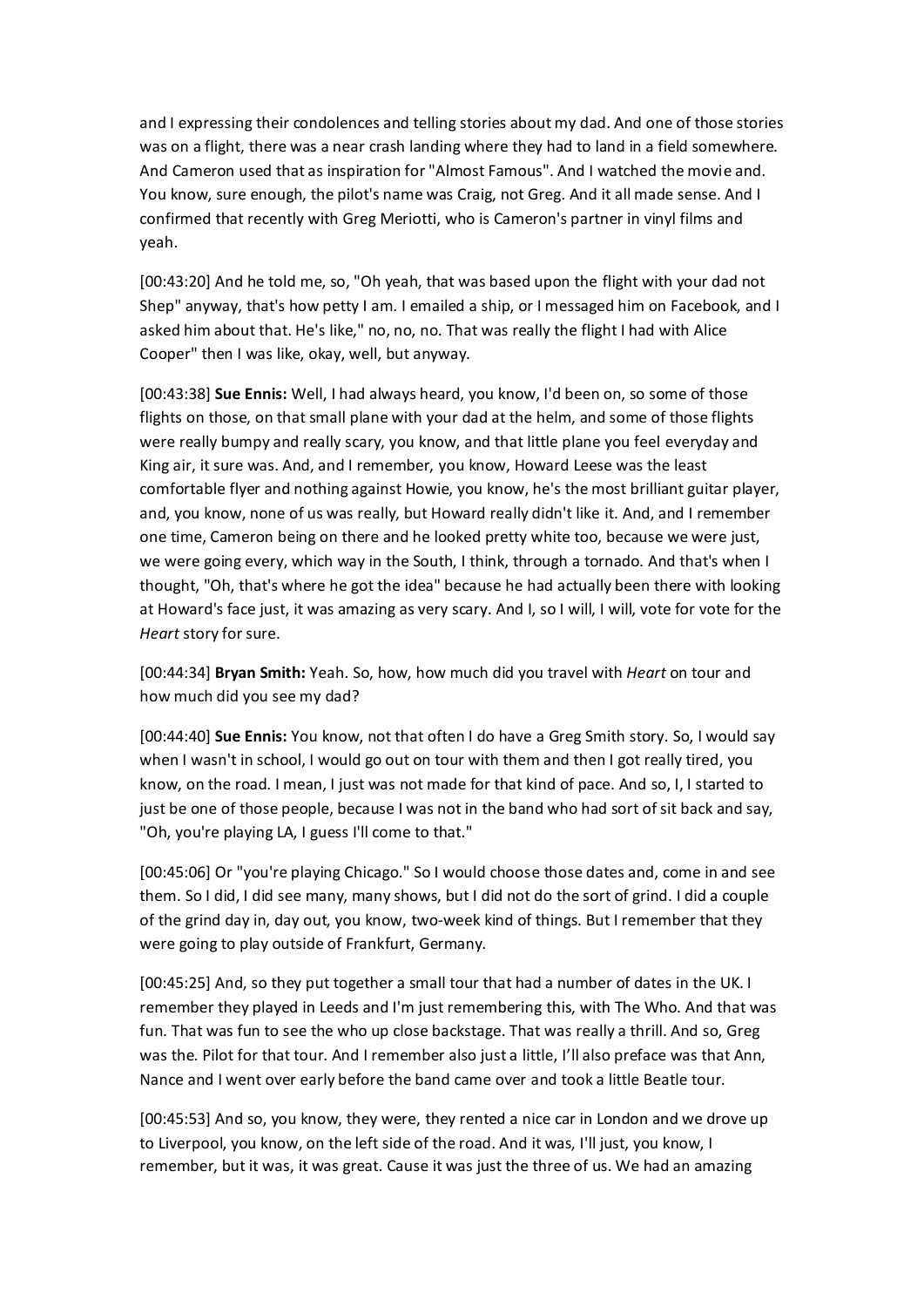and I expressing their condolences and telling stories about my dad. And one of those stories was on a flight, there was a near crash landing where they had to land in a field somewhere. And Cameron used that as inspiration for "Almost Famous". And I watched the movie and. You know, sure enough, the pilot's name was Craig, not Greg. And it all made sense. And I confirmed that recently with Greg Meriotti, who is Cameron's partner in vinyl films and yeah.

[00:43:20] And he told me, so, "Oh yeah, that was based upon the flight with your dad not Shep" anyway, that's how petty I am. I emailed a ship, or I messaged him on Facebook, and I asked him about that. He's like," no, no, no. That was really the flight I had with Alice Cooper" then I was like, okay, well, but anyway.

[00:43:38] **Sue Ennis:** Well, I had always heard, you know, I'd been on, so some of those flights on those, on that small plane with your dad at the helm, and some of those flights were really bumpy and really scary, you know, and that little plane you feel everyday and King air, it sure was. And, and I remember, you know, Howard Leese was the least comfortable flyer and nothing against Howie, you know, he's the most brilliant guitar player, and, you know, none of us was really, but Howard really didn't like it. And, and I remember one time, Cameron being on there and he looked pretty white too, because we were just, we were going every, which way in the South, I think, through a tornado. And that's when I thought, "Oh, that's where he got the idea" because he had actually been there with looking at Howard's face just, it was amazing as very scary. And I, so I will, I will, vote for vote for the *Heart* story for sure.

[00:44:34] **Bryan Smith:** Yeah. So, how, how much did you travel with *Heart* on tour and how much did you see my dad?

[00:44:40] **Sue Ennis:** You know, not that often I do have a Greg Smith story. So, I would say when I wasn't in school, I would go out on tour with them and then I got really tired, you know, on the road. I mean, I just was not made for that kind of pace. And so, I, I started to just be one of those people, because I was not in the band who had sort of sit back and say, "Oh, you're playing LA, I guess I'll come to that."

[00:45:06] Or "you're playing Chicago." So I would choose those dates and, come in and see them. So I did, I did see many, many shows, but I did not do the sort of grind. I did a couple of the grind day in, day out, you know, two-week kind of things. But I remember that they were going to play outside of Frankfurt, Germany.

[00:45:25] And, so they put together a small tour that had a number of dates in the UK. I remember they played in Leeds and I'm just remembering this, with The Who. And that was fun. That was fun to see the who up close backstage. That was really a thrill. And so, Greg was the. Pilot for that tour. And I remember also just a little, I'll also preface was that Ann, Nance and I went over early before the band came over and took a little Beatle tour.

[00:45:53] And so, you know, they were, they rented a nice car in London and we drove up to Liverpool, you know, on the left side of the road. And it was, I'll just, you know, I remember, but it was, it was great. Cause it was just the three of us. We had an amazing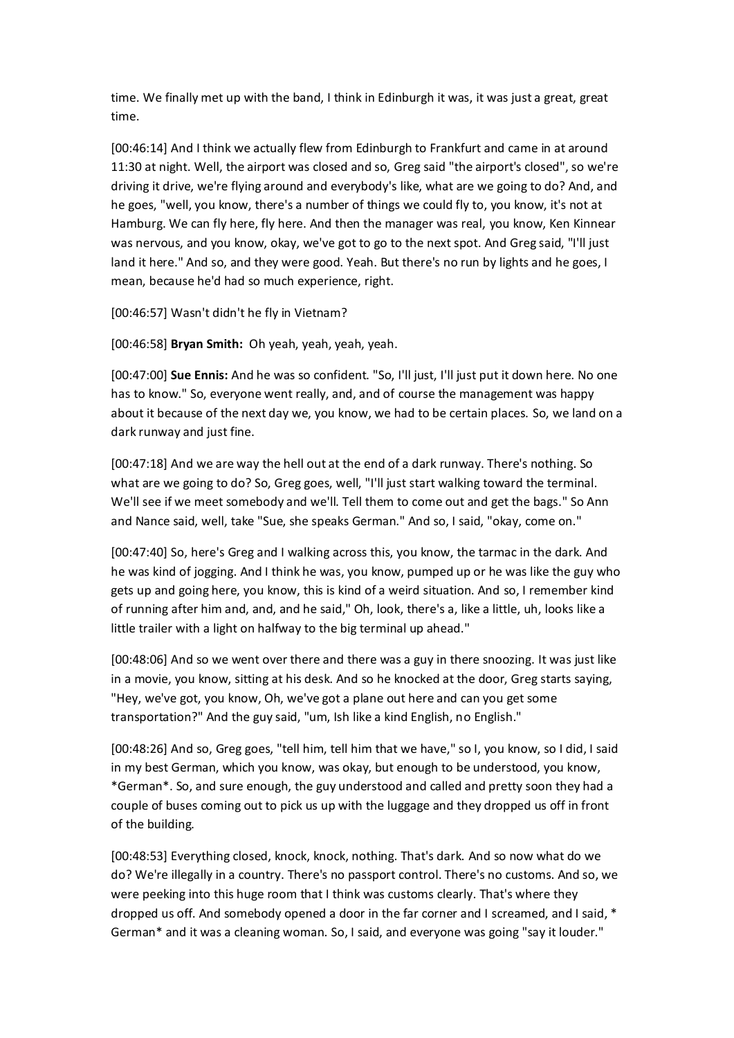time. We finally met up with the band, I think in Edinburgh it was, it was just a great, great time.

[00:46:14] And I think we actually flew from Edinburgh to Frankfurt and came in at around 11:30 at night. Well, the airport was closed and so, Greg said "the airport's closed", so we're driving it drive, we're flying around and everybody's like, what are we going to do? And, and he goes, "well, you know, there's a number of things we could fly to, you know, it's not at Hamburg. We can fly here, fly here. And then the manager was real, you know, Ken Kinnear was nervous, and you know, okay, we've got to go to the next spot. And Greg said, "I'll just land it here." And so, and they were good. Yeah. But there's no run by lights and he goes, I mean, because he'd had so much experience, right.

[00:46:57] Wasn't didn't he fly in Vietnam?

[00:46:58] **Bryan Smith:** Oh yeah, yeah, yeah, yeah.

[00:47:00] **Sue Ennis:** And he was so confident. "So, I'll just, I'll just put it down here. No one has to know." So, everyone went really, and, and of course the management was happy about it because of the next day we, you know, we had to be certain places. So, we land on a dark runway and just fine.

[00:47:18] And we are way the hell out at the end of a dark runway. There's nothing. So what are we going to do? So, Greg goes, well, "I'll just start walking toward the terminal. We'll see if we meet somebody and we'll. Tell them to come out and get the bags." So Ann and Nance said, well, take "Sue, she speaks German." And so, I said, "okay, come on."

[00:47:40] So, here's Greg and I walking across this, you know, the tarmac in the dark. And he was kind of jogging. And I think he was, you know, pumped up or he was like the guy who gets up and going here, you know, this is kind of a weird situation. And so, I remember kind of running after him and, and, and he said," Oh, look, there's a, like a little, uh, looks like a little trailer with a light on halfway to the big terminal up ahead."

[00:48:06] And so we went over there and there was a guy in there snoozing. It was just like in a movie, you know, sitting at his desk. And so he knocked at the door, Greg starts saying, "Hey, we've got, you know, Oh, we've got a plane out here and can you get some transportation?" And the guy said, "um, Ish like a kind English, no English."

[00:48:26] And so, Greg goes, "tell him, tell him that we have," so I, you know, so I did, I said in my best German, which you know, was okay, but enough to be understood, you know, *German*. So, and sure enough, the guy understood and called and pretty soon they had a couple of buses coming out to pick us up with the luggage and they dropped us off in front of the building.

[00:48:53] Everything closed, knock, knock, nothing. That's dark. And so now what do we do? We're illegally in a country. There's no passport control. There's no customs. And so, we were peeking into this huge room that I think was customs clearly. That's where they dropped us off. And somebody opened a door in the far corner and I screamed, and I said, * German* and it was a cleaning woman. So, I said, and everyone was going "say it louder."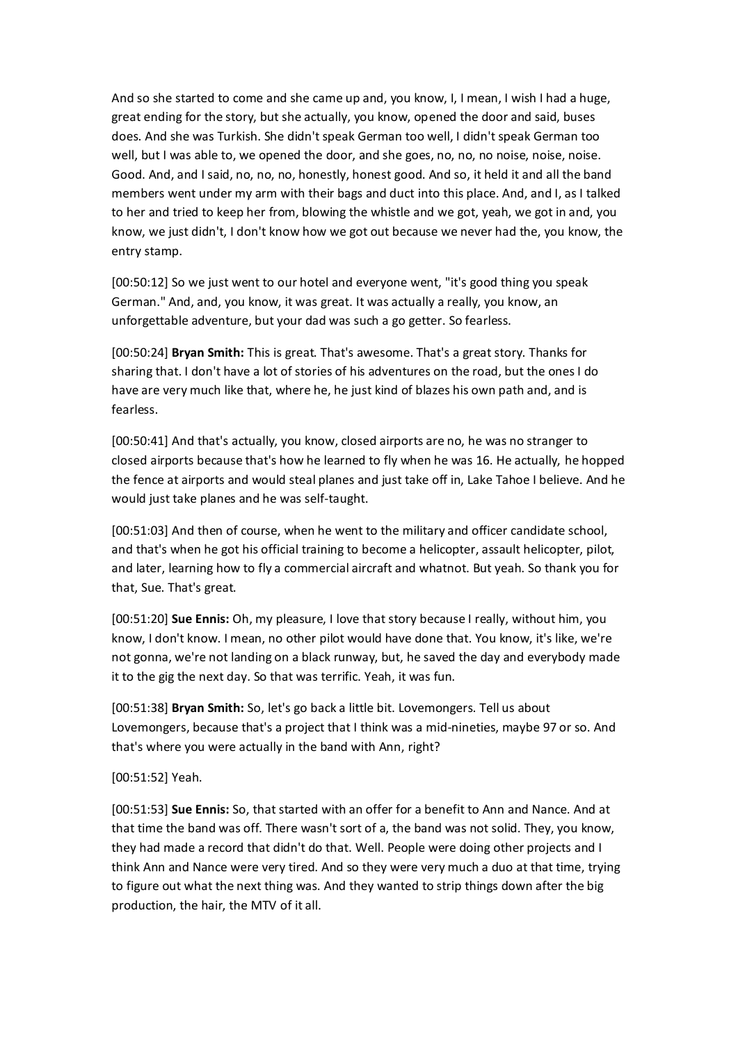And so she started to come and she came up and, you know, I, I mean, I wish I had a huge, great ending for the story, but she actually, you know, opened the door and said, buses does. And she was Turkish. She didn't speak German too well, I didn't speak German too well, but I was able to, we opened the door, and she goes, no, no, no noise, noise, noise. Good. And, and I said, no, no, no, honestly, honest good. And so, it held it and all the band members went under my arm with their bags and duct into this place. And, and I, as I talked to her and tried to keep her from, blowing the whistle and we got, yeah, we got in and, you know, we just didn't, I don't know how we got out because we never had the, you know, the entry stamp.

[00:50:12] So we just went to our hotel and everyone went, "it's good thing you speak German." And, and, you know, it was great. It was actually a really, you know, an unforgettable adventure, but your dad was such a go getter. So fearless.

[00:50:24] **Bryan Smith:** This is great. That's awesome. That's a great story. Thanks for sharing that. I don't have a lot of stories of his adventures on the road, but the ones I do have are very much like that, where he, he just kind of blazes his own path and, and is fearless.

[00:50:41] And that's actually, you know, closed airports are no, he was no stranger to closed airports because that's how he learned to fly when he was 16. He actually, he hopped the fence at airports and would steal planes and just take off in, Lake Tahoe I believe. And he would just take planes and he was self-taught.

[00:51:03] And then of course, when he went to the military and officer candidate school, and that's when he got his official training to become a helicopter, assault helicopter, pilot, and later, learning how to fly a commercial aircraft and whatnot. But yeah. So thank you for that, Sue. That's great.

[00:51:20] **Sue Ennis:** Oh, my pleasure, I love that story because I really, without him, you know, I don't know. I mean, no other pilot would have done that. You know, it's like, we're not gonna, we're not landing on a black runway, but, he saved the day and everybody made it to the gig the next day. So that was terrific. Yeah, it was fun.

[00:51:38] **Bryan Smith:** So, let's go back a little bit. Lovemongers. Tell us about Lovemongers, because that's a project that I think was a mid-nineties, maybe 97 or so. And that's where you were actually in the band with Ann, right?

[00:51:52] Yeah.

[00:51:53] **Sue Ennis:** So, that started with an offer for a benefit to Ann and Nance. And at that time the band was off. There wasn't sort of a, the band was not solid. They, you know, they had made a record that didn't do that. Well. People were doing other projects and I think Ann and Nance were very tired. And so they were very much a duo at that time, trying to figure out what the next thing was. And they wanted to strip things down after the big production, the hair, the MTV of it all.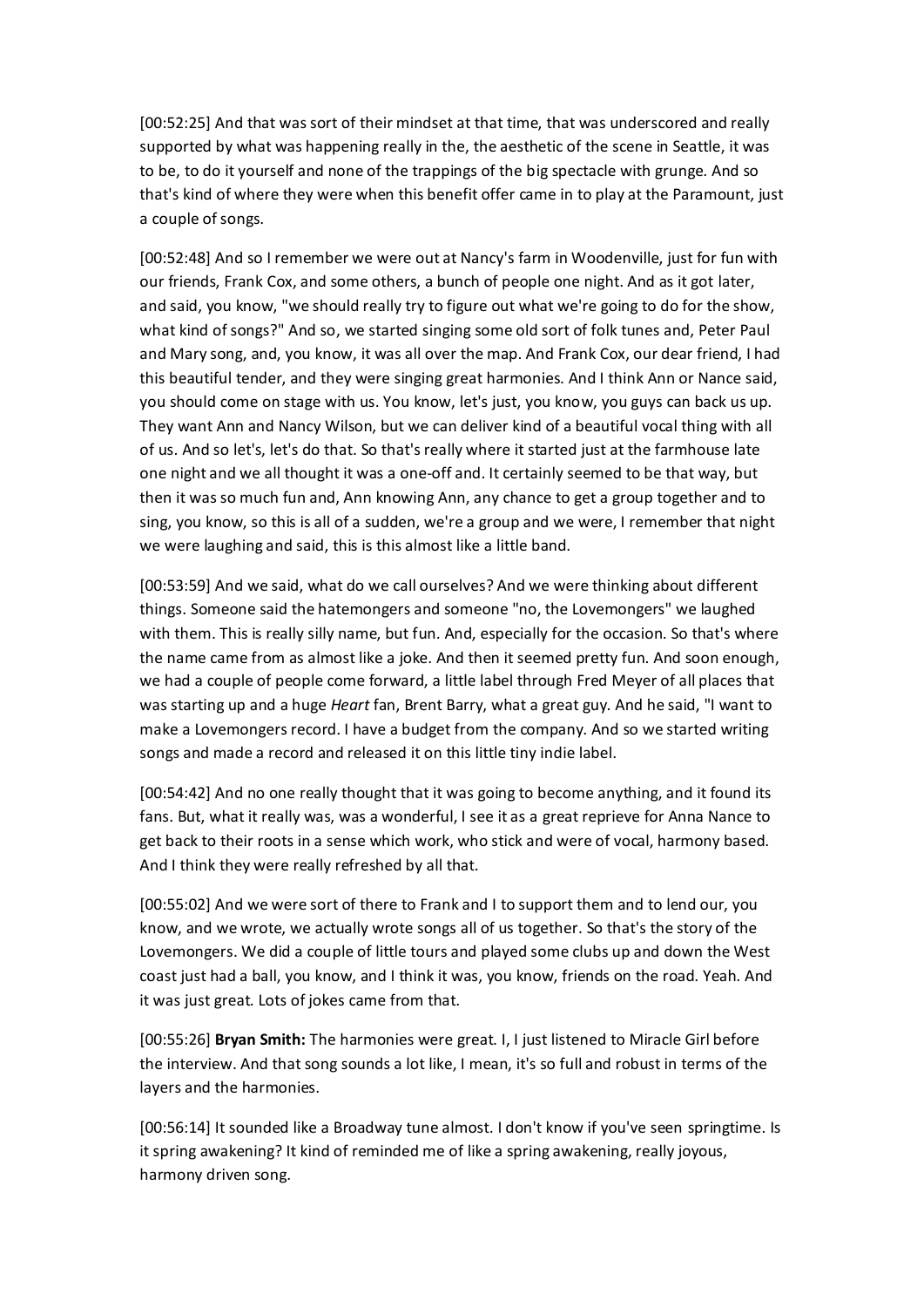[00:52:25] And that was sort of their mindset at that time, that was underscored and really supported by what was happening really in the, the aesthetic of the scene in Seattle, it was to be, to do it yourself and none of the trappings of the big spectacle with grunge. And so that's kind of where they were when this benefit offer came in to play at the Paramount, just a couple of songs.

[00:52:48] And so I remember we were out at Nancy's farm in Woodenville, just for fun with our friends, Frank Cox, and some others, a bunch of people one night. And as it got later, and said, you know, "we should really try to figure out what we're going to do for the show, what kind of songs?" And so, we started singing some old sort of folk tunes and, Peter Paul and Mary song, and, you know, it was all over the map. And Frank Cox, our dear friend, I had this beautiful tender, and they were singing great harmonies. And I think Ann or Nance said, you should come on stage with us. You know, let's just, you know, you guys can back us up. They want Ann and Nancy Wilson, but we can deliver kind of a beautiful vocal thing with all of us. And so let's, let's do that. So that's really where it started just at the farmhouse late one night and we all thought it was a one-off and. It certainly seemed to be that way, but then it was so much fun and, Ann knowing Ann, any chance to get a group together and to sing, you know, so this is all of a sudden, we're a group and we were, I remember that night we were laughing and said, this is this almost like a little band.

[00:53:59] And we said, what do we call ourselves? And we were thinking about different things. Someone said the hatemongers and someone "no, the Lovemongers" we laughed with them. This is really silly name, but fun. And, especially for the occasion. So that's where the name came from as almost like a joke. And then it seemed pretty fun. And soon enough, we had a couple of people come forward, a little label through Fred Meyer of all places that was starting up and a huge *Heart* fan, Brent Barry, what a great guy. And he said, "I want to make a Lovemongers record. I have a budget from the company. And so we started writing songs and made a record and released it on this little tiny indie label.

[00:54:42] And no one really thought that it was going to become anything, and it found its fans. But, what it really was, was a wonderful, I see it as a great reprieve for Anna Nance to get back to their roots in a sense which work, who stick and were of vocal, harmony based. And I think they were really refreshed by all that.

[00:55:02] And we were sort of there to Frank and I to support them and to lend our, you know, and we wrote, we actually wrote songs all of us together. So that's the story of the Lovemongers. We did a couple of little tours and played some clubs up and down the West coast just had a ball, you know, and I think it was, you know, friends on the road. Yeah. And it was just great. Lots of jokes came from that.

[00:55:26] **Bryan Smith:** The harmonies were great. I, I just listened to Miracle Girl before the interview. And that song sounds a lot like, I mean, it's so full and robust in terms of the layers and the harmonies.

[00:56:14] It sounded like a Broadway tune almost. I don't know if you've seen springtime. Is it spring awakening? It kind of reminded me of like a spring awakening, really joyous, harmony driven song.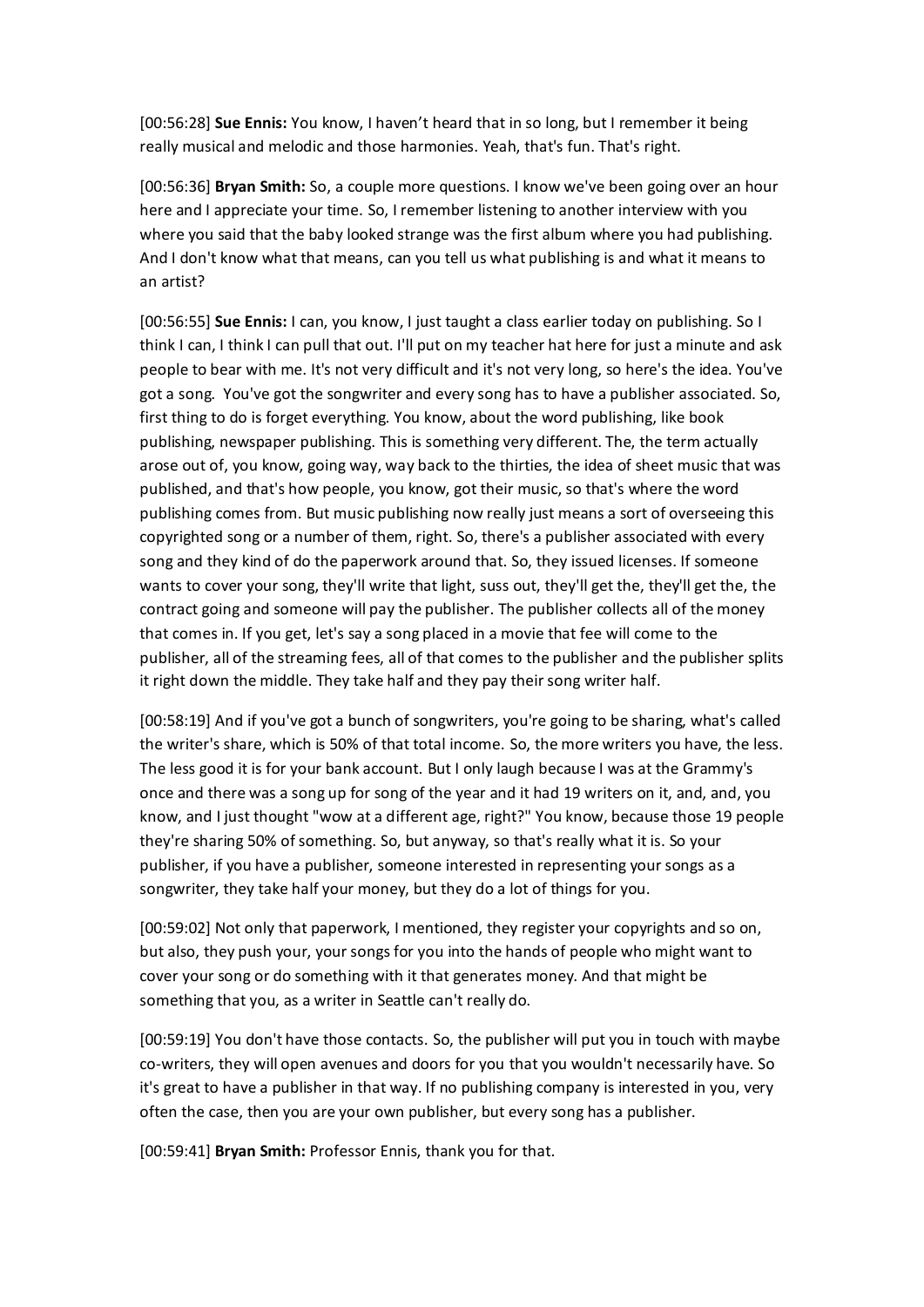[00:56:28] **Sue Ennis:** You know, I haven't heard that in so long, but I remember it being really musical and melodic and those harmonies. Yeah, that's fun. That's right.

[00:56:36] **Bryan Smith:** So, a couple more questions. I know we've been going over an hour here and I appreciate your time. So, I remember listening to another interview with you where you said that the baby looked strange was the first album where you had publishing. And I don't know what that means, can you tell us what publishing is and what it means to an artist?

[00:56:55] **Sue Ennis:** I can, you know, I just taught a class earlier today on publishing. So I think I can, I think I can pull that out. I'll put on my teacher hat here for just a minute and ask people to bear with me. It's not very difficult and it's not very long, so here's the idea. You've got a song. You've got the songwriter and every song has to have a publisher associated. So, first thing to do is forget everything. You know, about the word publishing, like book publishing, newspaper publishing. This is something very different. The, the term actually arose out of, you know, going way, way back to the thirties, the idea of sheet music that was published, and that's how people, you know, got their music, so that's where the word publishing comes from. But music publishing now really just means a sort of overseeing this copyrighted song or a number of them, right. So, there's a publisher associated with every song and they kind of do the paperwork around that. So, they issued licenses. If someone wants to cover your song, they'll write that light, suss out, they'll get the, they'll get the, the contract going and someone will pay the publisher. The publisher collects all of the money that comes in. If you get, let's say a song placed in a movie that fee will come to the publisher, all of the streaming fees, all of that comes to the publisher and the publisher splits it right down the middle. They take half and they pay their song writer half.

[00:58:19] And if you've got a bunch of songwriters, you're going to be sharing, what's called the writer's share, which is 50% of that total income. So, the more writers you have, the less. The less good it is for your bank account. But I only laugh because I was at the Grammy's once and there was a song up for song of the year and it had 19 writers on it, and, and, you know, and I just thought "wow at a different age, right?" You know, because those 19 people they're sharing 50% of something. So, but anyway, so that's really what it is. So your publisher, if you have a publisher, someone interested in representing your songs as a songwriter, they take half your money, but they do a lot of things for you.

[00:59:02] Not only that paperwork, I mentioned, they register your copyrights and so on, but also, they push your, your songs for you into the hands of people who might want to cover your song or do something with it that generates money. And that might be something that you, as a writer in Seattle can't really do.

[00:59:19] You don't have those contacts. So, the publisher will put you in touch with maybe co-writers, they will open avenues and doors for you that you wouldn't necessarily have. So it's great to have a publisher in that way. If no publishing company is interested in you, very often the case, then you are your own publisher, but every song has a publisher.

[00:59:41] **Bryan Smith:** Professor Ennis, thank you for that.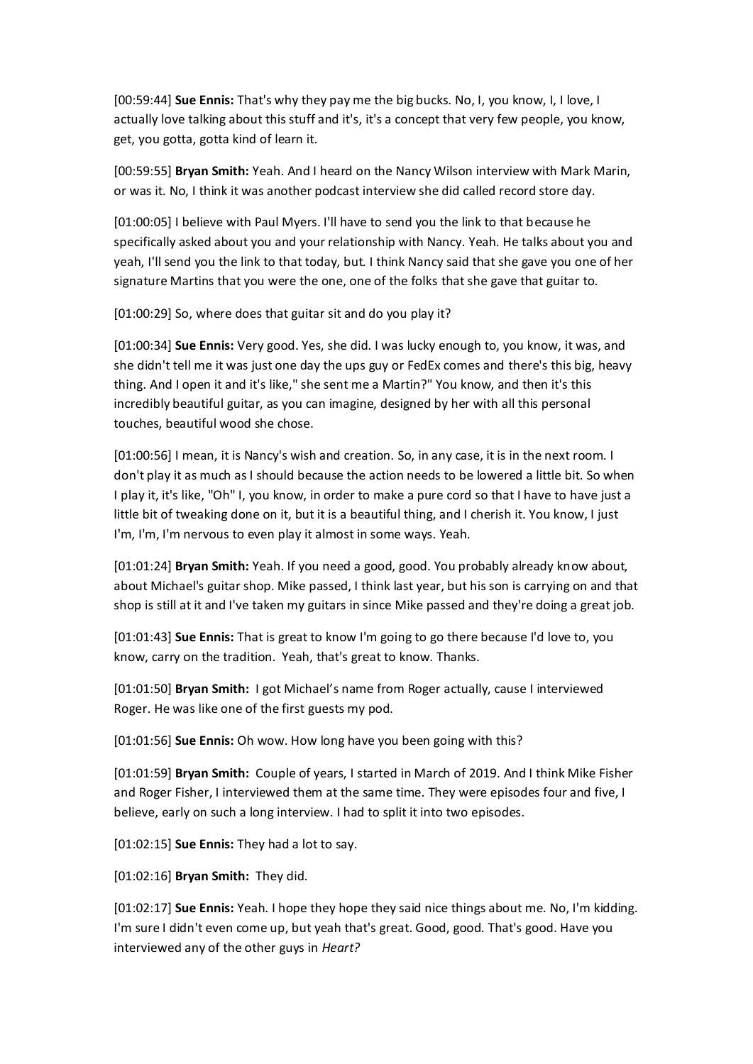[00:59:44] **Sue Ennis:** That's why they pay me the big bucks. No, I, you know, I, I love, I actually love talking about this stuff and it's, it's a concept that very few people, you know, get, you gotta, gotta kind of learn it.

[00:59:55] **Bryan Smith:** Yeah. And I heard on the Nancy Wilson interview with Mark Marin, or was it. No, I think it was another podcast interview she did called record store day.

[01:00:05] I believe with Paul Myers. I'll have to send you the link to that because he specifically asked about you and your relationship with Nancy. Yeah. He talks about you and yeah, I'll send you the link to that today, but. I think Nancy said that she gave you one of her signature Martins that you were the one, one of the folks that she gave that guitar to.

[01:00:29] So, where does that guitar sit and do you play it?

[01:00:34] **Sue Ennis:** Very good. Yes, she did. I was lucky enough to, you know, it was, and she didn't tell me it was just one day the ups guy or FedEx comes and there's this big, heavy thing. And I open it and it's like," she sent me a Martin?" You know, and then it's this incredibly beautiful guitar, as you can imagine, designed by her with all this personal touches, beautiful wood she chose.

[01:00:56] I mean, it is Nancy's wish and creation. So, in any case, it is in the next room. I don't play it as much as I should because the action needs to be lowered a little bit. So when I play it, it's like, "Oh" I, you know, in order to make a pure cord so that I have to have just a little bit of tweaking done on it, but it is a beautiful thing, and I cherish it. You know, I just I'm, I'm, I'm nervous to even play it almost in some ways. Yeah.

[01:01:24] **Bryan Smith:** Yeah. If you need a good, good. You probably already know about, about Michael's guitar shop. Mike passed, I think last year, but his son is carrying on and that shop is still at it and I've taken my guitars in since Mike passed and they're doing a great job.

[01:01:43] **Sue Ennis:** That is great to know I'm going to go there because I'd love to, you know, carry on the tradition. Yeah, that's great to know. Thanks.

[01:01:50] **Bryan Smith:** I got Michael's name from Roger actually, cause I interviewed Roger. He was like one of the first guests my pod.

[01:01:56] **Sue Ennis:** Oh wow. How long have you been going with this?

[01:01:59] **Bryan Smith:** Couple of years, I started in March of 2019. And I think Mike Fisher and Roger Fisher, I interviewed them at the same time. They were episodes four and five, I believe, early on such a long interview. I had to split it into two episodes.

[01:02:15] **Sue Ennis:** They had a lot to say.

[01:02:16] **Bryan Smith:** They did.

[01:02:17] **Sue Ennis:** Yeah. I hope they hope they said nice things about me. No, I'm kidding. I'm sure I didn't even come up, but yeah that's great. Good, good. That's good. Have you interviewed any of the other guys in *Heart?*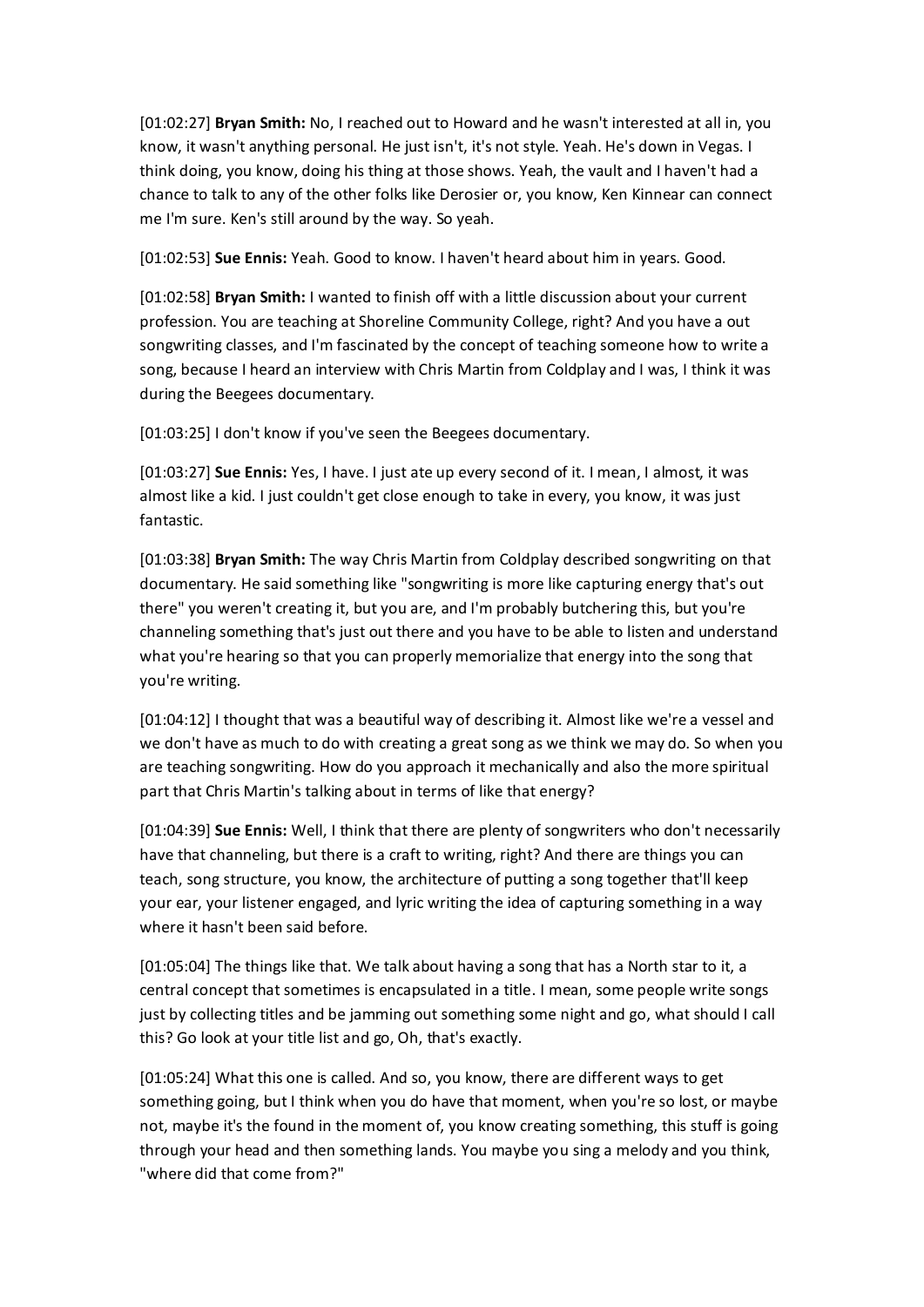[01:02:27] **Bryan Smith:** No, I reached out to Howard and he wasn't interested at all in, you know, it wasn't anything personal. He just isn't, it's not style. Yeah. He's down in Vegas. I think doing, you know, doing his thing at those shows. Yeah, the vault and I haven't had a chance to talk to any of the other folks like Derosier or, you know, Ken Kinnear can connect me I'm sure. Ken's still around by the way. So yeah.

[01:02:53] **Sue Ennis:** Yeah. Good to know. I haven't heard about him in years. Good.

[01:02:58] **Bryan Smith:** I wanted to finish off with a little discussion about your current profession. You are teaching at Shoreline Community College, right? And you have a out songwriting classes, and I'm fascinated by the concept of teaching someone how to write a song, because I heard an interview with Chris Martin from Coldplay and I was, I think it was during the Beegees documentary.

[01:03:25] I don't know if you've seen the Beegees documentary.

[01:03:27] **Sue Ennis:** Yes, I have. I just ate up every second of it. I mean, I almost, it was almost like a kid. I just couldn't get close enough to take in every, you know, it was just fantastic.

[01:03:38] **Bryan Smith:** The way Chris Martin from Coldplay described songwriting on that documentary. He said something like "songwriting is more like capturing energy that's out there" you weren't creating it, but you are, and I'm probably butchering this, but you're channeling something that's just out there and you have to be able to listen and understand what you're hearing so that you can properly memorialize that energy into the song that you're writing.

[01:04:12] I thought that was a beautiful way of describing it. Almost like we're a vessel and we don't have as much to do with creating a great song as we think we may do. So when you are teaching songwriting. How do you approach it mechanically and also the more spiritual part that Chris Martin's talking about in terms of like that energy?

[01:04:39] **Sue Ennis:** Well, I think that there are plenty of songwriters who don't necessarily have that channeling, but there is a craft to writing, right? And there are things you can teach, song structure, you know, the architecture of putting a song together that'll keep your ear, your listener engaged, and lyric writing the idea of capturing something in a way where it hasn't been said before.

[01:05:04] The things like that. We talk about having a song that has a North star to it, a central concept that sometimes is encapsulated in a title. I mean, some people write songs just by collecting titles and be jamming out something some night and go, what should I call this? Go look at your title list and go, Oh, that's exactly.

[01:05:24] What this one is called. And so, you know, there are different ways to get something going, but I think when you do have that moment, when you're so lost, or maybe not, maybe it's the found in the moment of, you know creating something, this stuff is going through your head and then something lands. You maybe you sing a melody and you think, "where did that come from?"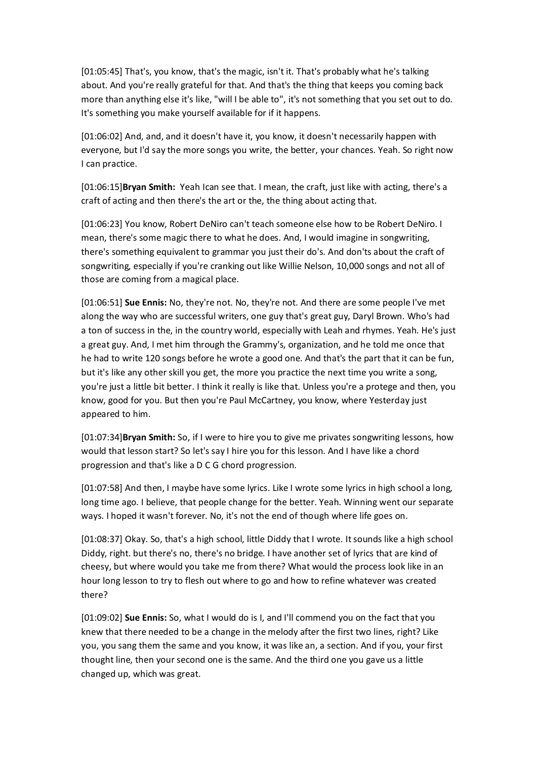[01:05:45] That's, you know, that's the magic, isn't it. That's probably what he's talking about. And you're really grateful for that. And that's the thing that keeps you coming back more than anything else it's like, "will I be able to", it's not something that you set out to do. It's something you make yourself available for if it happens.

[01:06:02] And, and, and it doesn't have it, you know, it doesn't necessarily happen with everyone, but I'd say the more songs you write, the better, your chances. Yeah. So right now I can practice.

[01:06:15]**Bryan Smith:** Yeah Ican see that. I mean, the craft, just like with acting, there's a craft of acting and then there's the art or the, the thing about acting that.

[01:06:23] You know, Robert DeNiro can't teach someone else how to be Robert DeNiro. I mean, there's some magic there to what he does. And, I would imagine in songwriting, there's something equivalent to grammar you just their do's. And don'ts about the craft of songwriting, especially if you're cranking out like Willie Nelson, 10,000 songs and not all of those are coming from a magical place.

[01:06:51] **Sue Ennis:** No, they're not. No, they're not. And there are some people I've met along the way who are successful writers, one guy that's great guy, Daryl Brown. Who's had a ton of success in the, in the country world, especially with Leah and rhymes. Yeah. He's just a great guy. And, I met him through the Grammy's, organization, and he told me once that he had to write 120 songs before he wrote a good one. And that's the part that it can be fun, but it's like any other skill you get, the more you practice the next time you write a song, you're just a little bit better. I think it really is like that. Unless you're a protege and then, you know, good for you. But then you're Paul McCartney, you know, where Yesterday just appeared to him.

[01:07:34]**Bryan Smith:** So, if I were to hire you to give me privates songwriting lessons, how would that lesson start? So let's say I hire you for this lesson. And I have like a chord progression and that's like a D C G chord progression.

[01:07:58] And then, I maybe have some lyrics. Like I wrote some lyrics in high school a long, long time ago. I believe, that people change for the better. Yeah. Winning went our separate ways. I hoped it wasn't forever. No, it's not the end of though where life goes on.

[01:08:37] Okay. So, that's a high school, little Diddy that I wrote. It sounds like a high school Diddy, right. but there's no, there's no bridge. I have another set of lyrics that are kind of cheesy, but where would you take me from there? What would the process look like in an hour long lesson to try to flesh out where to go and how to refine whatever was created there?

[01:09:02] **Sue Ennis:** So, what I would do is I, and I'll commend you on the fact that you knew that there needed to be a change in the melody after the first two lines, right? Like you, you sang them the same and you know, it was like an, a section. And if you, your first thought line, then your second one is the same. And the third one you gave us a little changed up, which was great.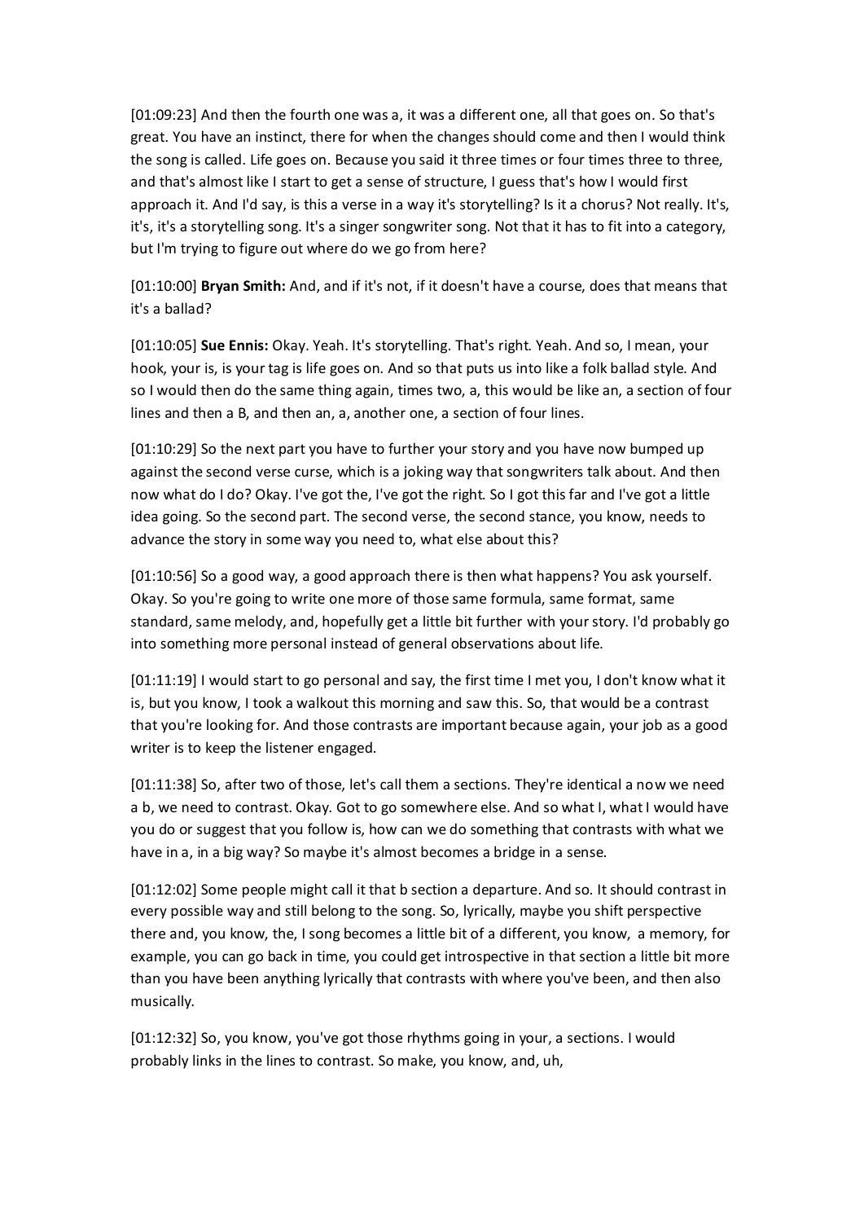[01:09:23] And then the fourth one was a, it was a different one, all that goes on. So that's great. You have an instinct, there for when the changes should come and then I would think the song is called. Life goes on. Because you said it three times or four times three to three, and that's almost like I start to get a sense of structure, I guess that's how I would first approach it. And I'd say, is this a verse in a way it's storytelling? Is it a chorus? Not really. It's, it's, it's a storytelling song. It's a singer songwriter song. Not that it has to fit into a category, but I'm trying to figure out where do we go from here?

[01:10:00] **Bryan Smith:** And, and if it's not, if it doesn't have a course, does that means that it's a ballad?

[01:10:05] **Sue Ennis:** Okay. Yeah. It's storytelling. That's right. Yeah. And so, I mean, your hook, your is, is your tag is life goes on. And so that puts us into like a folk ballad style. And so I would then do the same thing again, times two, a, this would be like an, a section of four lines and then a B, and then an, a, another one, a section of four lines.

[01:10:29] So the next part you have to further your story and you have now bumped up against the second verse curse, which is a joking way that songwriters talk about. And then now what do I do? Okay. I've got the, I've got the right. So I got this far and I've got a little idea going. So the second part. The second verse, the second stance, you know, needs to advance the story in some way you need to, what else about this?

[01:10:56] So a good way, a good approach there is then what happens? You ask yourself. Okay. So you're going to write one more of those same formula, same format, same standard, same melody, and, hopefully get a little bit further with your story. I'd probably go into something more personal instead of general observations about life.

[01:11:19] I would start to go personal and say, the first time I met you, I don't know what it is, but you know, I took a walkout this morning and saw this. So, that would be a contrast that you're looking for. And those contrasts are important because again, your job as a good writer is to keep the listener engaged.

[01:11:38] So, after two of those, let's call them a sections. They're identical a now we need a b, we need to contrast. Okay. Got to go somewhere else. And so what I, what I would have you do or suggest that you follow is, how can we do something that contrasts with what we have in a, in a big way? So maybe it's almost becomes a bridge in a sense.

[01:12:02] Some people might call it that b section a departure. And so. It should contrast in every possible way and still belong to the song. So, lyrically, maybe you shift perspective there and, you know, the, I song becomes a little bit of a different, you know, a memory, for example, you can go back in time, you could get introspective in that section a little bit more than you have been anything lyrically that contrasts with where you've been, and then also musically.

[01:12:32] So, you know, you've got those rhythms going in your, a sections. I would probably links in the lines to contrast. So make, you know, and, uh,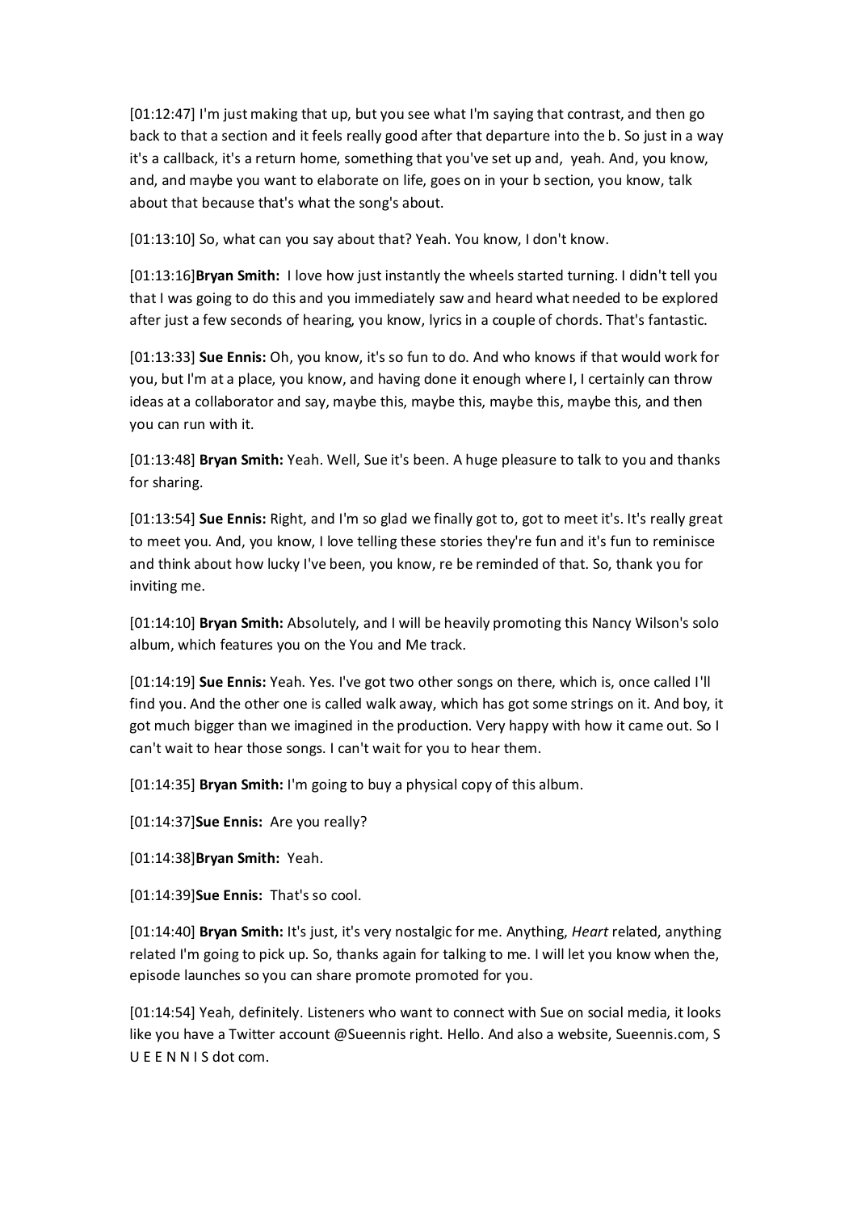[01:12:47] I'm just making that up, but you see what I'm saying that contrast, and then go back to that a section and it feels really good after that departure into the b. So just in a way it's a callback, it's a return home, something that you've set up and, yeah. And, you know, and, and maybe you want to elaborate on life, goes on in your b section, you know, talk about that because that's what the song's about.

[01:13:10] So, what can you say about that? Yeah. You know, I don't know.

[01:13:16]**Bryan Smith:** I love how just instantly the wheels started turning. I didn't tell you that I was going to do this and you immediately saw and heard what needed to be explored after just a few seconds of hearing, you know, lyrics in a couple of chords. That's fantastic.

[01:13:33] **Sue Ennis:** Oh, you know, it's so fun to do. And who knows if that would work for you, but I'm at a place, you know, and having done it enough where I, I certainly can throw ideas at a collaborator and say, maybe this, maybe this, maybe this, maybe this, and then you can run with it.

[01:13:48] **Bryan Smith:** Yeah. Well, Sue it's been. A huge pleasure to talk to you and thanks for sharing.

[01:13:54] **Sue Ennis:** Right, and I'm so glad we finally got to, got to meet it's. It's really great to meet you. And, you know, I love telling these stories they're fun and it's fun to reminisce and think about how lucky I've been, you know, re be reminded of that. So, thank you for inviting me.

[01:14:10] **Bryan Smith:** Absolutely, and I will be heavily promoting this Nancy Wilson's solo album, which features you on the You and Me track.

[01:14:19] **Sue Ennis:** Yeah. Yes. I've got two other songs on there, which is, once called I'll find you. And the other one is called walk away, which has got some strings on it. And boy, it got much bigger than we imagined in the production. Very happy with how it came out. So I can't wait to hear those songs. I can't wait for you to hear them.

[01:14:35] **Bryan Smith:** I'm going to buy a physical copy of this album.

[01:14:37]**Sue Ennis:** Are you really?

[01:14:38]**Bryan Smith:** Yeah.

[01:14:39]**Sue Ennis:** That's so cool.

[01:14:40] **Bryan Smith:** It's just, it's very nostalgic for me. Anything, *Heart* related, anything related I'm going to pick up. So, thanks again for talking to me. I will let you know when the, episode launches so you can share promote promoted for you.

[01:14:54] Yeah, definitely. Listeners who want to connect with Sue on social media, it looks like you have a Twitter account @Sueennis right. Hello. And also a website, Sueennis.com, S U E E N N I S dot com.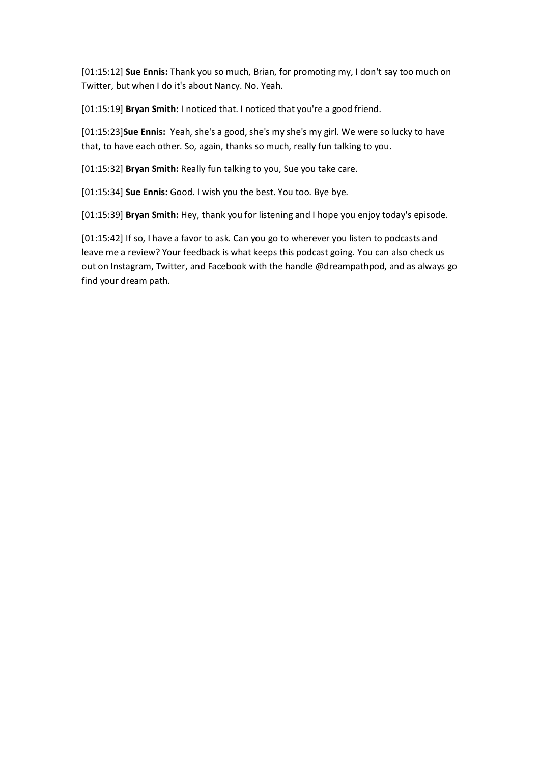[01:15:12] **Sue Ennis:** Thank you so much, Brian, for promoting my, I don't say too much on Twitter, but when I do it's about Nancy. No. Yeah.

[01:15:19] **Bryan Smith:** I noticed that. I noticed that you're a good friend.

[01:15:23]**Sue Ennis:** Yeah, she's a good, she's my she's my girl. We were so lucky to have that, to have each other. So, again, thanks so much, really fun talking to you.

[01:15:32] **Bryan Smith:** Really fun talking to you, Sue you take care.

[01:15:34] **Sue Ennis:** Good. I wish you the best. You too. Bye bye.

[01:15:39] **Bryan Smith:** Hey, thank you for listening and I hope you enjoy today's episode.

[01:15:42] If so, I have a favor to ask. Can you go to wherever you listen to podcasts and leave me a review? Your feedback is what keeps this podcast going. You can also check us out on Instagram, Twitter, and Facebook with the handle @dreampathpod, and as always go find your dream path.